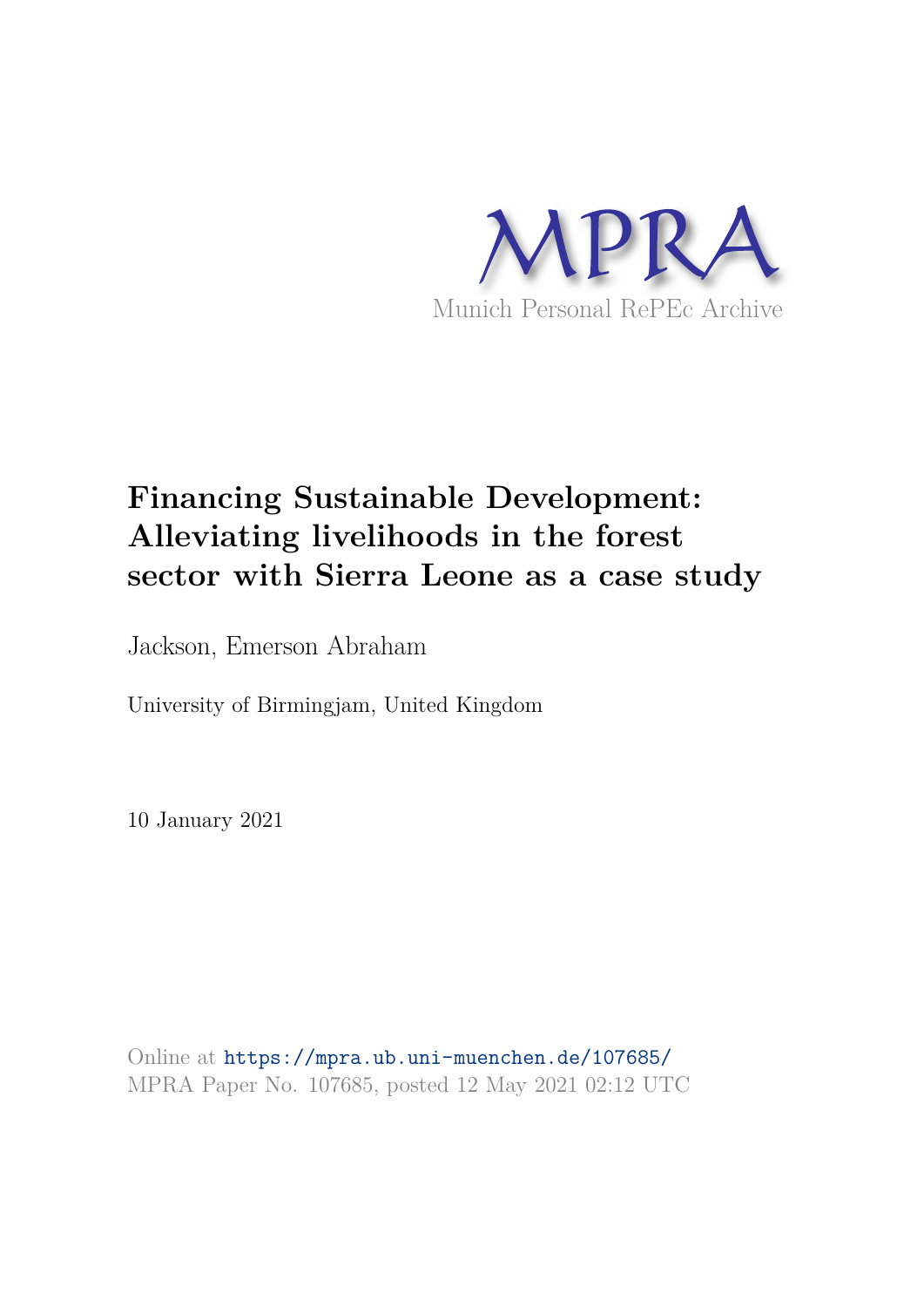MPRA

Munich Personal RePEc Archive

# Financing Sustainable Development: Alleviating livelihoods in the forest sector with Sierra Leone as a case study

Jackson, Emerson Abraham

University of Birmingjam, United Kingdom

10 January 2021

Online at https://mpra.ub.uni-muenchen.de/107685/
MPRA Paper No. 107685, posted 12 May 2021 02:12 UTC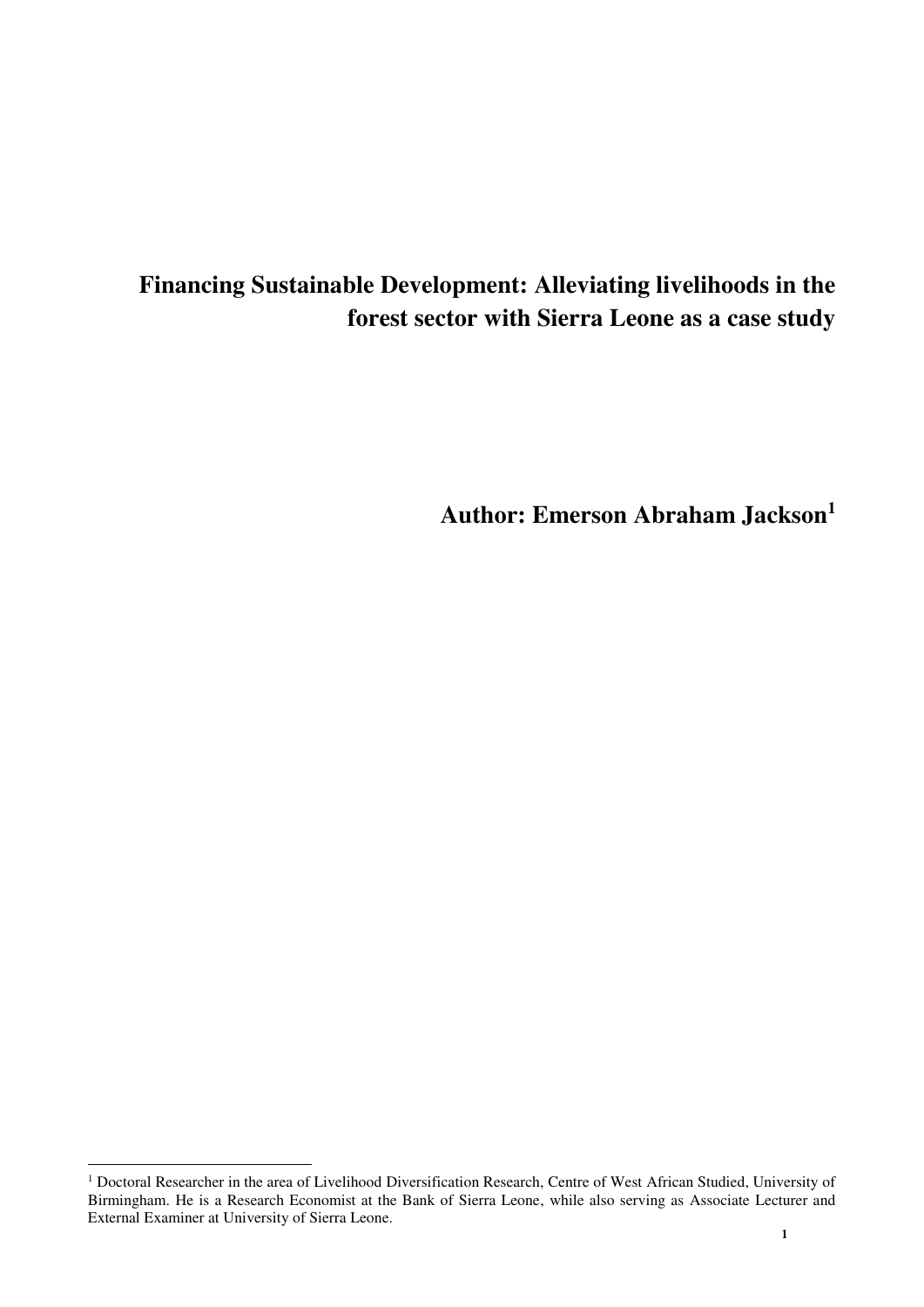# Financing Sustainable Development: Alleviating livelihoods in the forest sector with Sierra Leone as a case study

**Author: Emerson Abraham Jackson[1]**

[1] Doctoral Researcher in the area of Livelihood Diversification Research, Centre of West African Studied, University of Birmingham. He is a Research Economist at the Bank of Sierra Leone, while also serving as Associate Lecturer and External Examiner at University of Sierra Leone.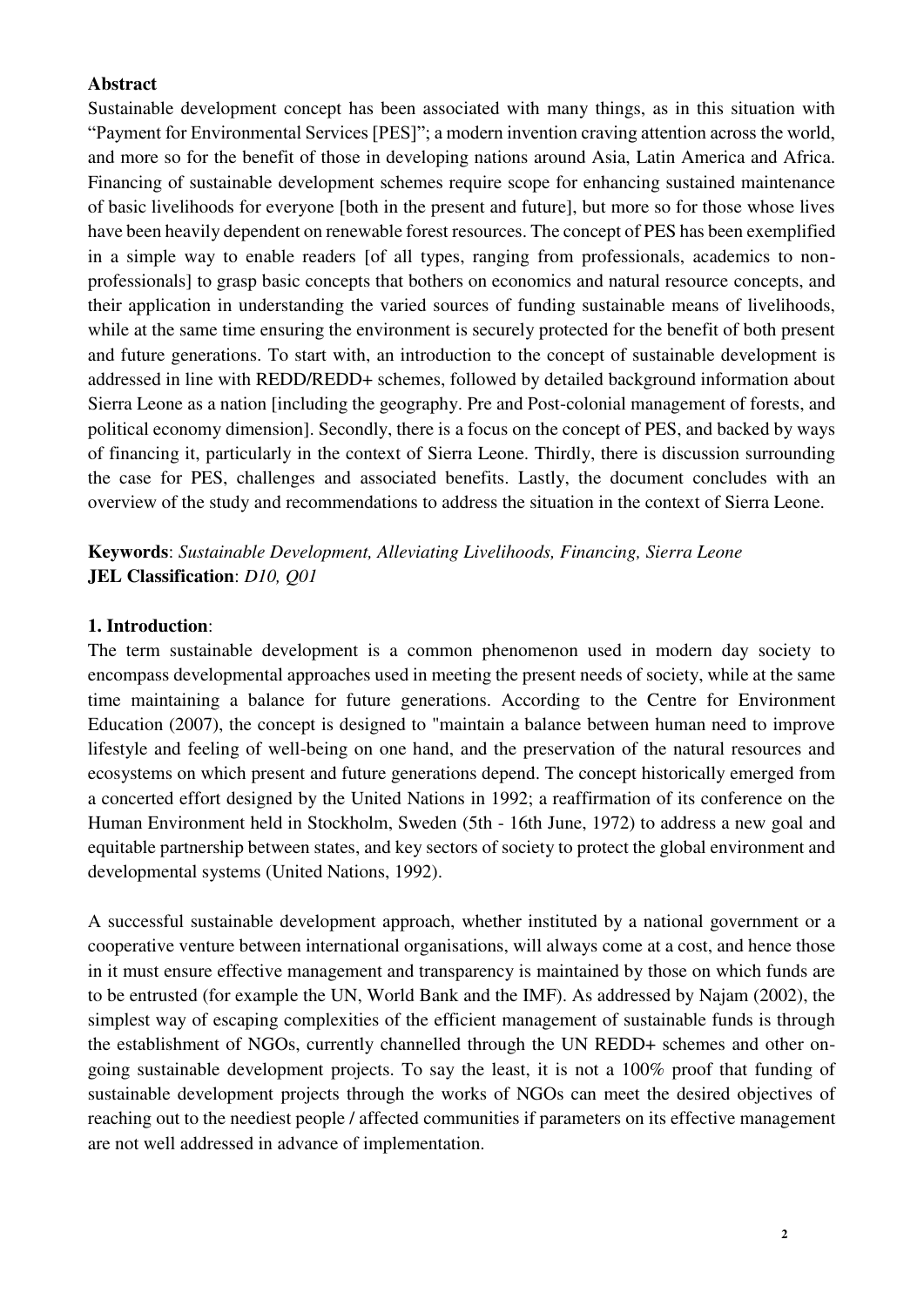**Abstract**

Sustainable development concept has been associated with many things, as in this situation with "Payment for Environmental Services [PES]"; a modern invention craving attention across the world, and more so for the benefit of those in developing nations around Asia, Latin America and Africa. Financing of sustainable development schemes require scope for enhancing sustained maintenance of basic livelihoods for everyone [both in the present and future], but more so for those whose lives have been heavily dependent on renewable forest resources. The concept of PES has been exemplified in a simple way to enable readers [of all types, ranging from professionals, academics to non-professionals] to grasp basic concepts that bothers on economics and natural resource concepts, and their application in understanding the varied sources of funding sustainable means of livelihoods, while at the same time ensuring the environment is securely protected for the benefit of both present and future generations. To start with, an introduction to the concept of sustainable development is addressed in line with REDD/REDD+ schemes, followed by detailed background information about Sierra Leone as a nation [including the geography. Pre and Post-colonial management of forests, and political economy dimension]. Secondly, there is a focus on the concept of PES, and backed by ways of financing it, particularly in the context of Sierra Leone. Thirdly, there is discussion surrounding the case for PES, challenges and associated benefits. Lastly, the document concludes with an overview of the study and recommendations to address the situation in the context of Sierra Leone.

**Keywords**: *Sustainable Development, Alleviating Livelihoods, Financing, Sierra Leone*
**JEL Classification**: *D10, Q01*

## 1. Introduction:

The term sustainable development is a common phenomenon used in modern day society to encompass developmental approaches used in meeting the present needs of society, while at the same time maintaining a balance for future generations. According to the Centre for Environment Education (2007), the concept is designed to "maintain a balance between human need to improve lifestyle and feeling of well-being on one hand, and the preservation of the natural resources and ecosystems on which present and future generations depend. The concept historically emerged from a concerted effort designed by the United Nations in 1992; a reaffirmation of its conference on the Human Environment held in Stockholm, Sweden (5th - 16th June, 1972) to address a new goal and equitable partnership between states, and key sectors of society to protect the global environment and developmental systems (United Nations, 1992).

A successful sustainable development approach, whether instituted by a national government or a cooperative venture between international organisations, will always come at a cost, and hence those in it must ensure effective management and transparency is maintained by those on which funds are to be entrusted (for example the UN, World Bank and the IMF). As addressed by Najam (2002), the simplest way of escaping complexities of the efficient management of sustainable funds is through the establishment of NGOs, currently channelled through the UN REDD+ schemes and other on-going sustainable development projects. To say the least, it is not a 100% proof that funding of sustainable development projects through the works of NGOs can meet the desired objectives of reaching out to the neediest people / affected communities if parameters on its effective management are not well addressed in advance of implementation.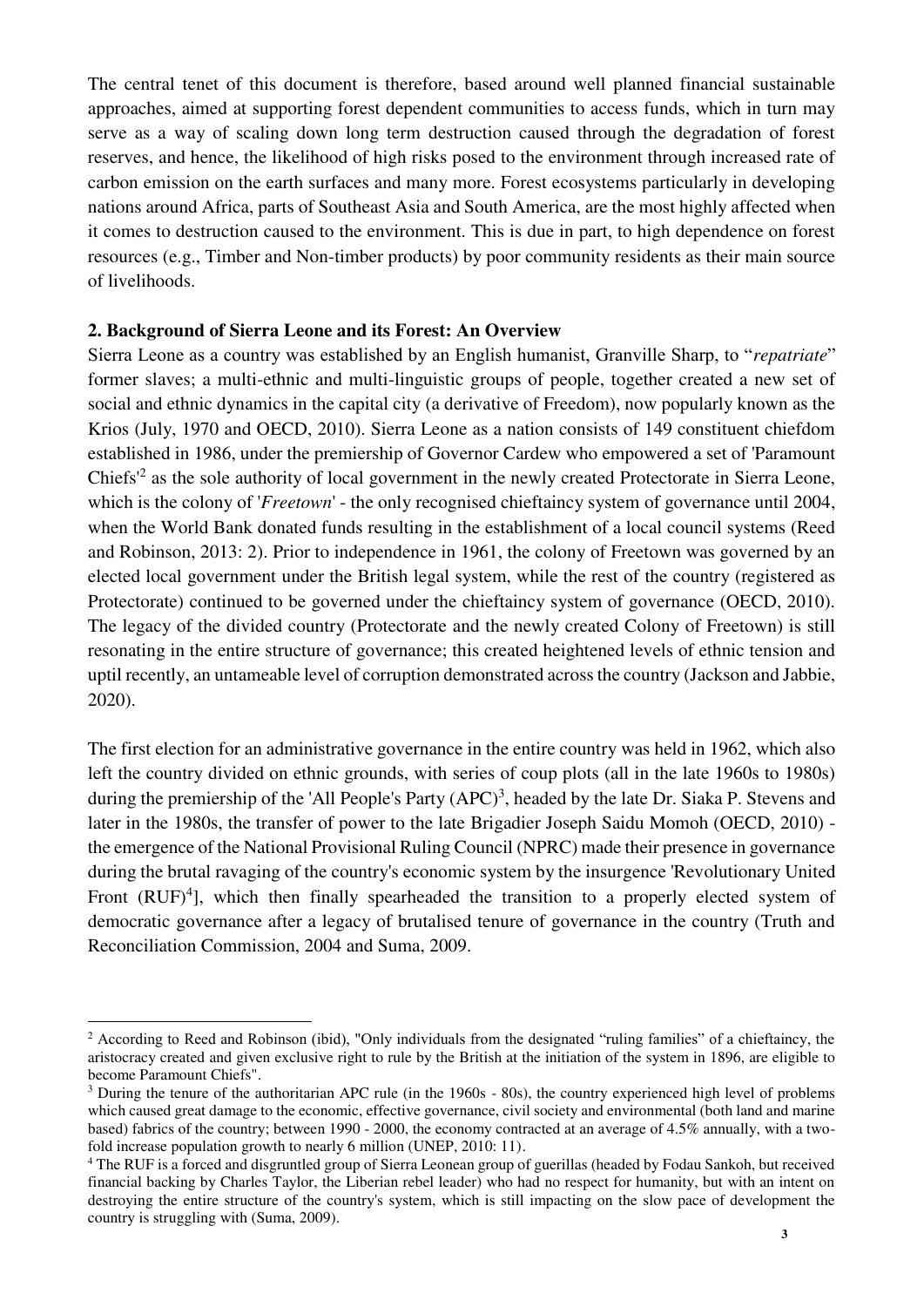The central tenet of this document is therefore, based around well planned financial sustainable approaches, aimed at supporting forest dependent communities to access funds, which in turn may serve as a way of scaling down long term destruction caused through the degradation of forest reserves, and hence, the likelihood of high risks posed to the environment through increased rate of carbon emission on the earth surfaces and many more. Forest ecosystems particularly in developing nations around Africa, parts of Southeast Asia and South America, are the most highly affected when it comes to destruction caused to the environment. This is due in part, to high dependence on forest resources (e.g., Timber and Non-timber products) by poor community residents as their main source of livelihoods.

**2. Background of Sierra Leone and its Forest: An Overview**

Sierra Leone as a country was established by an English humanist, Granville Sharp, to "*repatriate*" former slaves; a multi-ethnic and multi-linguistic groups of people, together created a new set of social and ethnic dynamics in the capital city (a derivative of Freedom), now popularly known as the Krios (July, 1970 and OECD, 2010). Sierra Leone as a nation consists of 149 constituent chiefdom established in 1986, under the premiership of Governor Cardew who empowered a set of 'Paramount Chiefs'[2] as the sole authority of local government in the newly created Protectorate in Sierra Leone, which is the colony of '*Freetown*' - the only recognised chieftaincy system of governance until 2004, when the World Bank donated funds resulting in the establishment of a local council systems (Reed and Robinson, 2013: 2). Prior to independence in 1961, the colony of Freetown was governed by an elected local government under the British legal system, while the rest of the country (registered as Protectorate) continued to be governed under the chieftaincy system of governance (OECD, 2010). The legacy of the divided country (Protectorate and the newly created Colony of Freetown) is still resonating in the entire structure of governance; this created heightened levels of ethnic tension and uptil recently, an untameable level of corruption demonstrated across the country (Jackson and Jabbie, 2020).

The first election for an administrative governance in the entire country was held in 1962, which also left the country divided on ethnic grounds, with series of coup plots (all in the late 1960s to 1980s) during the premiership of the 'All People's Party (APC)[3], headed by the late Dr. Siaka P. Stevens and later in the 1980s, the transfer of power to the late Brigadier Joseph Saidu Momoh (OECD, 2010) - the emergence of the National Provisional Ruling Council (NPRC) made their presence in governance during the brutal ravaging of the country's economic system by the insurgence 'Revolutionary United Front (RUF)[4]], which then finally spearheaded the transition to a properly elected system of democratic governance after a legacy of brutalised tenure of governance in the country (Truth and Reconciliation Commission, 2004 and Suma, 2009.

---

[2] According to Reed and Robinson (ibid), "Only individuals from the designated "ruling families" of a chieftaincy, the aristocracy created and given exclusive right to rule by the British at the initiation of the system in 1896, are eligible to become Paramount Chiefs".

[3] During the tenure of the authoritarian APC rule (in the 1960s - 80s), the country experienced high level of problems which caused great damage to the economic, effective governance, civil society and environmental (both land and marine based) fabrics of the country; between 1990 - 2000, the economy contracted at an average of 4.5% annually, with a two-fold increase population growth to nearly 6 million (UNEP, 2010: 11).

[4] The RUF is a forced and disgruntled group of Sierra Leonean group of guerillas (headed by Fodau Sankoh, but received financial backing by Charles Taylor, the Liberian rebel leader) who had no respect for humanity, but with an intent on destroying the entire structure of the country's system, which is still impacting on the slow pace of development the country is struggling with (Suma, 2009).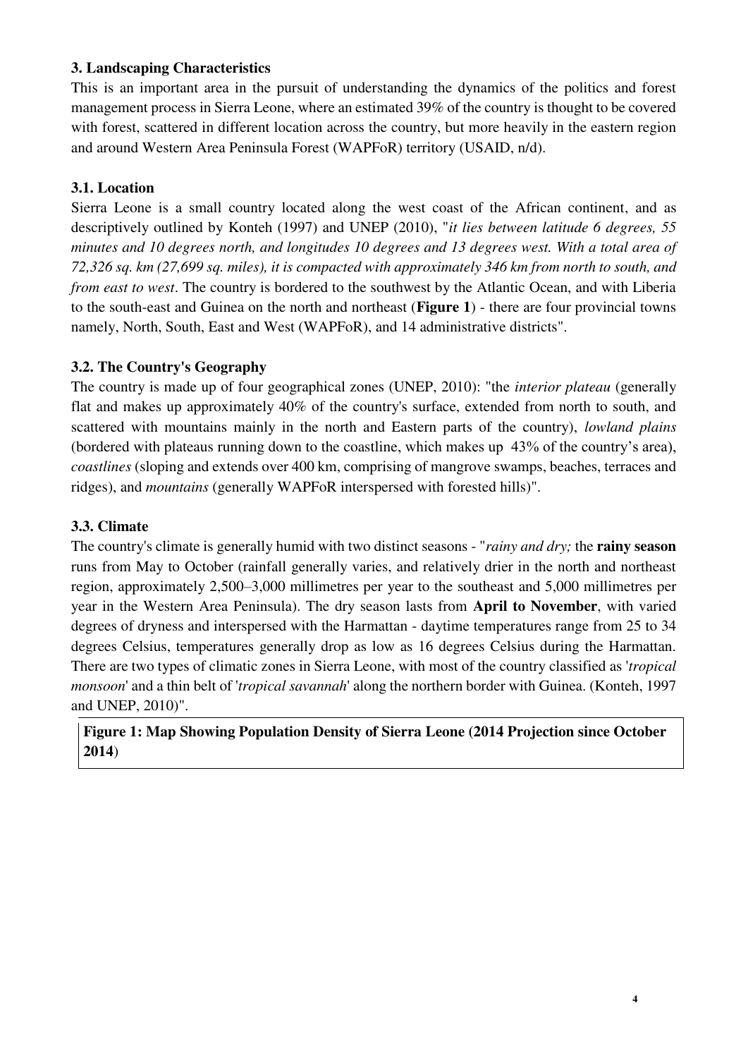### 3. Landscaping Characteristics

This is an important area in the pursuit of understanding the dynamics of the politics and forest management process in Sierra Leone, where an estimated 39% of the country is thought to be covered with forest, scattered in different location across the country, but more heavily in the eastern region and around Western Area Peninsula Forest (WAPFoR) territory (USAID, n/d).

### 3.1. Location

Sierra Leone is a small country located along the west coast of the African continent, and as descriptively outlined by Konteh (1997) and UNEP (2010), "*it lies between latitude 6 degrees, 55 minutes and 10 degrees north, and longitudes 10 degrees and 13 degrees west. With a total area of 72,326 sq. km (27,699 sq. miles), it is compacted with approximately 346 km from north to south, and from east to west*. The country is bordered to the southwest by the Atlantic Ocean, and with Liberia to the south-east and Guinea on the north and northeast (**Figure 1**) - there are four provincial towns namely, North, South, East and West (WAPFoR), and 14 administrative districts".

### 3.2. The Country's Geography

The country is made up of four geographical zones (UNEP, 2010): "the *interior plateau* (generally flat and makes up approximately 40% of the country's surface, extended from north to south, and scattered with mountains mainly in the north and Eastern parts of the country), *lowland plains* (bordered with plateaus running down to the coastline, which makes up 43% of the country's area), *coastlines* (sloping and extends over 400 km, comprising of mangrove swamps, beaches, terraces and ridges), and *mountains* (generally WAPFoR interspersed with forested hills)".

### 3.3. Climate

The country's climate is generally humid with two distinct seasons - "*rainy and dry;* the **rainy season** runs from May to October (rainfall generally varies, and relatively drier in the north and northeast region, approximately 2,500–3,000 millimetres per year to the southeast and 5,000 millimetres per year in the Western Area Peninsula). The dry season lasts from **April to November**, with varied degrees of dryness and interspersed with the Harmattan - daytime temperatures range from 25 to 34 degrees Celsius, temperatures generally drop as low as 16 degrees Celsius during the Harmattan. There are two types of climatic zones in Sierra Leone, with most of the country classified as '*tropical monsoon*' and a thin belt of '*tropical savannah*' along the northern border with Guinea. (Konteh, 1997 and UNEP, 2010)".

**Figure 1: Map Showing Population Density of Sierra Leone (2014 Projection since October 2014)**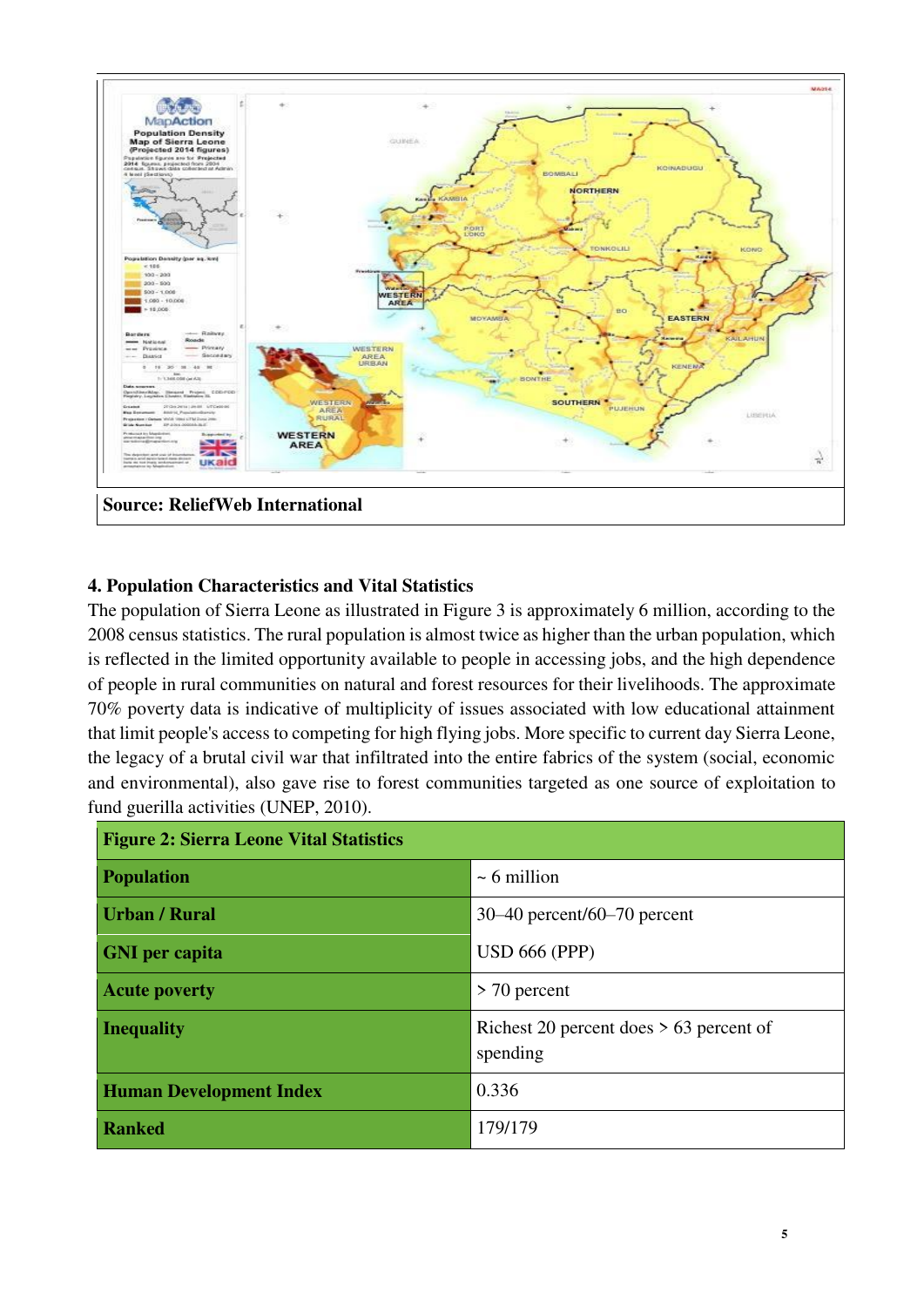Source: ReliefWeb International

### 4. Population Characteristics and Vital Statistics

The population of Sierra Leone as illustrated in Figure 3 is approximately 6 million, according to the 2008 census statistics. The rural population is almost twice as higher than the urban population, which is reflected in the limited opportunity available to people in accessing jobs, and the high dependence of people in rural communities on natural and forest resources for their livelihoods. The approximate 70% poverty data is indicative of multiplicity of issues associated with low educational attainment that limit people's access to competing for high flying jobs. More specific to current day Sierra Leone, the legacy of a brutal civil war that infiltrated into the entire fabrics of the system (social, economic and environmental), also gave rise to forest communities targeted as one source of exploitation to fund guerilla activities (UNEP, 2010).

| Figure 2: Sierra Leone Vital Statistics | |
|---|---|
| **Population** | ~ 6 million |
| **Urban / Rural** | 30–40 percent/60–70 percent |
| **GNI per capita** | USD 666 (PPP) |
| **Acute poverty** | > 70 percent |
| **Inequality** | Richest 20 percent does > 63 percent of spending |
| **Human Development Index** | 0.336 |
| **Ranked** | 179/179 |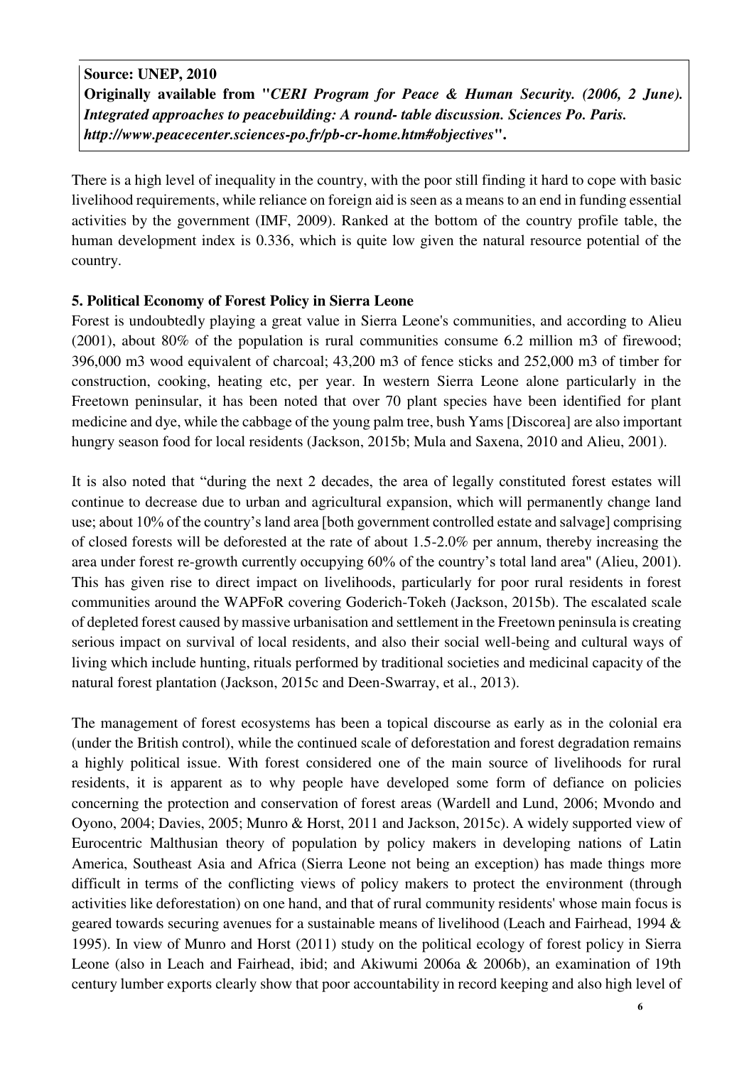**Source: UNEP, 2010**
**Originally available from "*CERI Program for Peace & Human Security. (2006, 2 June). Integrated approaches to peacebuilding: A round- table discussion. Sciences Po. Paris. http://www.peacecenter.sciences-po.fr/pb-cr-home.htm#objectives*".**

There is a high level of inequality in the country, with the poor still finding it hard to cope with basic livelihood requirements, while reliance on foreign aid is seen as a means to an end in funding essential activities by the government (IMF, 2009). Ranked at the bottom of the country profile table, the human development index is 0.336, which is quite low given the natural resource potential of the country.

## 5. Political Economy of Forest Policy in Sierra Leone

Forest is undoubtedly playing a great value in Sierra Leone's communities, and according to Alieu (2001), about 80% of the population is rural communities consume 6.2 million m3 of firewood; 396,000 m3 wood equivalent of charcoal; 43,200 m3 of fence sticks and 252,000 m3 of timber for construction, cooking, heating etc, per year. In western Sierra Leone alone particularly in the Freetown peninsular, it has been noted that over 70 plant species have been identified for plant medicine and dye, while the cabbage of the young palm tree, bush Yams [Discorea] are also important hungry season food for local residents (Jackson, 2015b; Mula and Saxena, 2010 and Alieu, 2001).

It is also noted that "during the next 2 decades, the area of legally constituted forest estates will continue to decrease due to urban and agricultural expansion, which will permanently change land use; about 10% of the country's land area [both government controlled estate and salvage] comprising of closed forests will be deforested at the rate of about 1.5-2.0% per annum, thereby increasing the area under forest re-growth currently occupying 60% of the country's total land area" (Alieu, 2001). This has given rise to direct impact on livelihoods, particularly for poor rural residents in forest communities around the WAPFoR covering Goderich-Tokeh (Jackson, 2015b). The escalated scale of depleted forest caused by massive urbanisation and settlement in the Freetown peninsula is creating serious impact on survival of local residents, and also their social well-being and cultural ways of living which include hunting, rituals performed by traditional societies and medicinal capacity of the natural forest plantation (Jackson, 2015c and Deen-Swarray, et al., 2013).

The management of forest ecosystems has been a topical discourse as early as in the colonial era (under the British control), while the continued scale of deforestation and forest degradation remains a highly political issue. With forest considered one of the main source of livelihoods for rural residents, it is apparent as to why people have developed some form of defiance on policies concerning the protection and conservation of forest areas (Wardell and Lund, 2006; Mvondo and Oyono, 2004; Davies, 2005; Munro & Horst, 2011 and Jackson, 2015c). A widely supported view of Eurocentric Malthusian theory of population by policy makers in developing nations of Latin America, Southeast Asia and Africa (Sierra Leone not being an exception) has made things more difficult in terms of the conflicting views of policy makers to protect the environment (through activities like deforestation) on one hand, and that of rural community residents' whose main focus is geared towards securing avenues for a sustainable means of livelihood (Leach and Fairhead, 1994 & 1995). In view of Munro and Horst (2011) study on the political ecology of forest policy in Sierra Leone (also in Leach and Fairhead, ibid; and Akiwumi 2006a & 2006b), an examination of 19th century lumber exports clearly show that poor accountability in record keeping and also high level of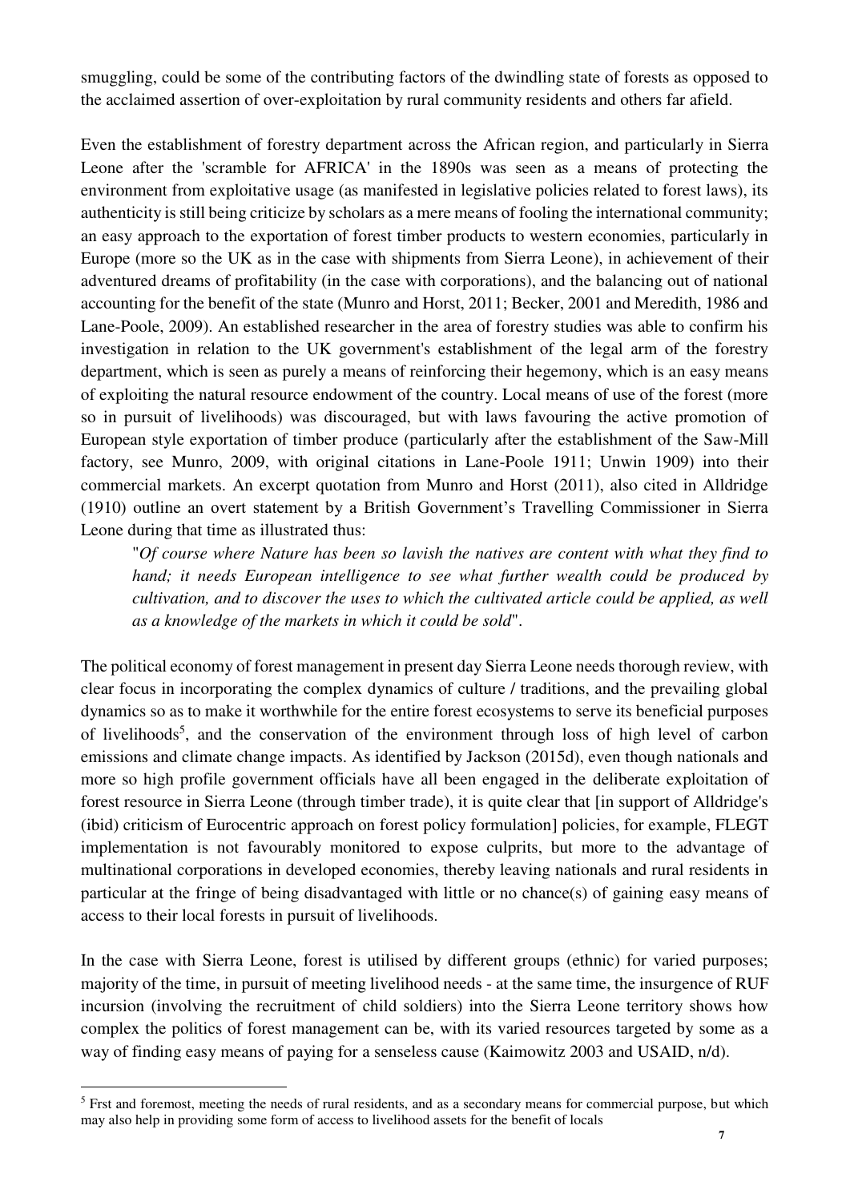smuggling, could be some of the contributing factors of the dwindling state of forests as opposed to the acclaimed assertion of over-exploitation by rural community residents and others far afield.

Even the establishment of forestry department across the African region, and particularly in Sierra Leone after the 'scramble for AFRICA' in the 1890s was seen as a means of protecting the environment from exploitative usage (as manifested in legislative policies related to forest laws), its authenticity is still being criticize by scholars as a mere means of fooling the international community; an easy approach to the exportation of forest timber products to western economies, particularly in Europe (more so the UK as in the case with shipments from Sierra Leone), in achievement of their adventured dreams of profitability (in the case with corporations), and the balancing out of national accounting for the benefit of the state (Munro and Horst, 2011; Becker, 2001 and Meredith, 1986 and Lane-Poole, 2009). An established researcher in the area of forestry studies was able to confirm his investigation in relation to the UK government's establishment of the legal arm of the forestry department, which is seen as purely a means of reinforcing their hegemony, which is an easy means of exploiting the natural resource endowment of the country. Local means of use of the forest (more so in pursuit of livelihoods) was discouraged, but with laws favouring the active promotion of European style exportation of timber produce (particularly after the establishment of the Saw-Mill factory, see Munro, 2009, with original citations in Lane-Poole 1911; Unwin 1909) into their commercial markets. An excerpt quotation from Munro and Horst (2011), also cited in Alldridge (1910) outline an overt statement by a British Government's Travelling Commissioner in Sierra Leone during that time as illustrated thus:

> "*Of course where Nature has been so lavish the natives are content with what they find to hand; it needs European intelligence to see what further wealth could be produced by cultivation, and to discover the uses to which the cultivated article could be applied, as well as a knowledge of the markets in which it could be sold*".

The political economy of forest management in present day Sierra Leone needs thorough review, with clear focus in incorporating the complex dynamics of culture / traditions, and the prevailing global dynamics so as to make it worthwhile for the entire forest ecosystems to serve its beneficial purposes of livelihoods[5], and the conservation of the environment through loss of high level of carbon emissions and climate change impacts. As identified by Jackson (2015d), even though nationals and more so high profile government officials have all been engaged in the deliberate exploitation of forest resource in Sierra Leone (through timber trade), it is quite clear that [in support of Alldridge's (ibid) criticism of Eurocentric approach on forest policy formulation] policies, for example, FLEGT implementation is not favourably monitored to expose culprits, but more to the advantage of multinational corporations in developed economies, thereby leaving nationals and rural residents in particular at the fringe of being disadvantaged with little or no chance(s) of gaining easy means of access to their local forests in pursuit of livelihoods.

In the case with Sierra Leone, forest is utilised by different groups (ethnic) for varied purposes; majority of the time, in pursuit of meeting livelihood needs - at the same time, the insurgence of RUF incursion (involving the recruitment of child soldiers) into the Sierra Leone territory shows how complex the politics of forest management can be, with its varied resources targeted by some as a way of finding easy means of paying for a senseless cause (Kaimowitz 2003 and USAID, n/d).

---

[5] Frst and foremost, meeting the needs of rural residents, and as a secondary means for commercial purpose, but which may also help in providing some form of access to livelihood assets for the benefit of locals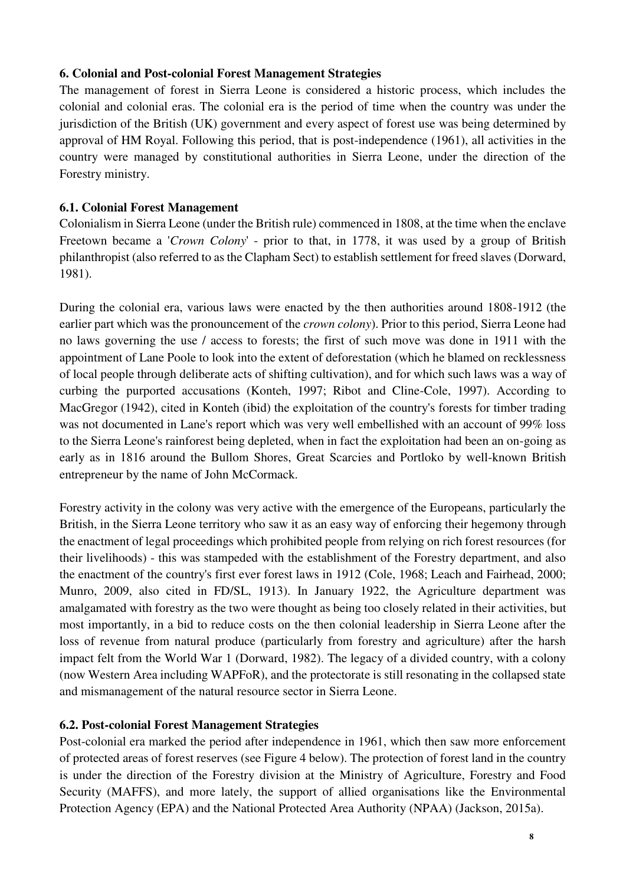## 6. Colonial and Post-colonial Forest Management Strategies

The management of forest in Sierra Leone is considered a historic process, which includes the colonial and colonial eras. The colonial era is the period of time when the country was under the jurisdiction of the British (UK) government and every aspect of forest use was being determined by approval of HM Royal. Following this period, that is post-independence (1961), all activities in the country were managed by constitutional authorities in Sierra Leone, under the direction of the Forestry ministry.

### 6.1. Colonial Forest Management

Colonialism in Sierra Leone (under the British rule) commenced in 1808, at the time when the enclave Freetown became a '*Crown Colony*' - prior to that, in 1778, it was used by a group of British philanthropist (also referred to as the Clapham Sect) to establish settlement for freed slaves (Dorward, 1981).

During the colonial era, various laws were enacted by the then authorities around 1808-1912 (the earlier part which was the pronouncement of the *crown colony*). Prior to this period, Sierra Leone had no laws governing the use / access to forests; the first of such move was done in 1911 with the appointment of Lane Poole to look into the extent of deforestation (which he blamed on recklessness of local people through deliberate acts of shifting cultivation), and for which such laws was a way of curbing the purported accusations (Konteh, 1997; Ribot and Cline-Cole, 1997). According to MacGregor (1942), cited in Konteh (ibid) the exploitation of the country's forests for timber trading was not documented in Lane's report which was very well embellished with an account of 99% loss to the Sierra Leone's rainforest being depleted, when in fact the exploitation had been an on-going as early as in 1816 around the Bullom Shores, Great Scarcies and Portloko by well-known British entrepreneur by the name of John McCormack.

Forestry activity in the colony was very active with the emergence of the Europeans, particularly the British, in the Sierra Leone territory who saw it as an easy way of enforcing their hegemony through the enactment of legal proceedings which prohibited people from relying on rich forest resources (for their livelihoods) - this was stampeded with the establishment of the Forestry department, and also the enactment of the country's first ever forest laws in 1912 (Cole, 1968; Leach and Fairhead, 2000; Munro, 2009, also cited in FD/SL, 1913). In January 1922, the Agriculture department was amalgamated with forestry as the two were thought as being too closely related in their activities, but most importantly, in a bid to reduce costs on the then colonial leadership in Sierra Leone after the loss of revenue from natural produce (particularly from forestry and agriculture) after the harsh impact felt from the World War 1 (Dorward, 1982). The legacy of a divided country, with a colony (now Western Area including WAPFoR), and the protectorate is still resonating in the collapsed state and mismanagement of the natural resource sector in Sierra Leone.

### 6.2. Post-colonial Forest Management Strategies

Post-colonial era marked the period after independence in 1961, which then saw more enforcement of protected areas of forest reserves (see Figure 4 below). The protection of forest land in the country is under the direction of the Forestry division at the Ministry of Agriculture, Forestry and Food Security (MAFFS), and more lately, the support of allied organisations like the Environmental Protection Agency (EPA) and the National Protected Area Authority (NPAA) (Jackson, 2015a).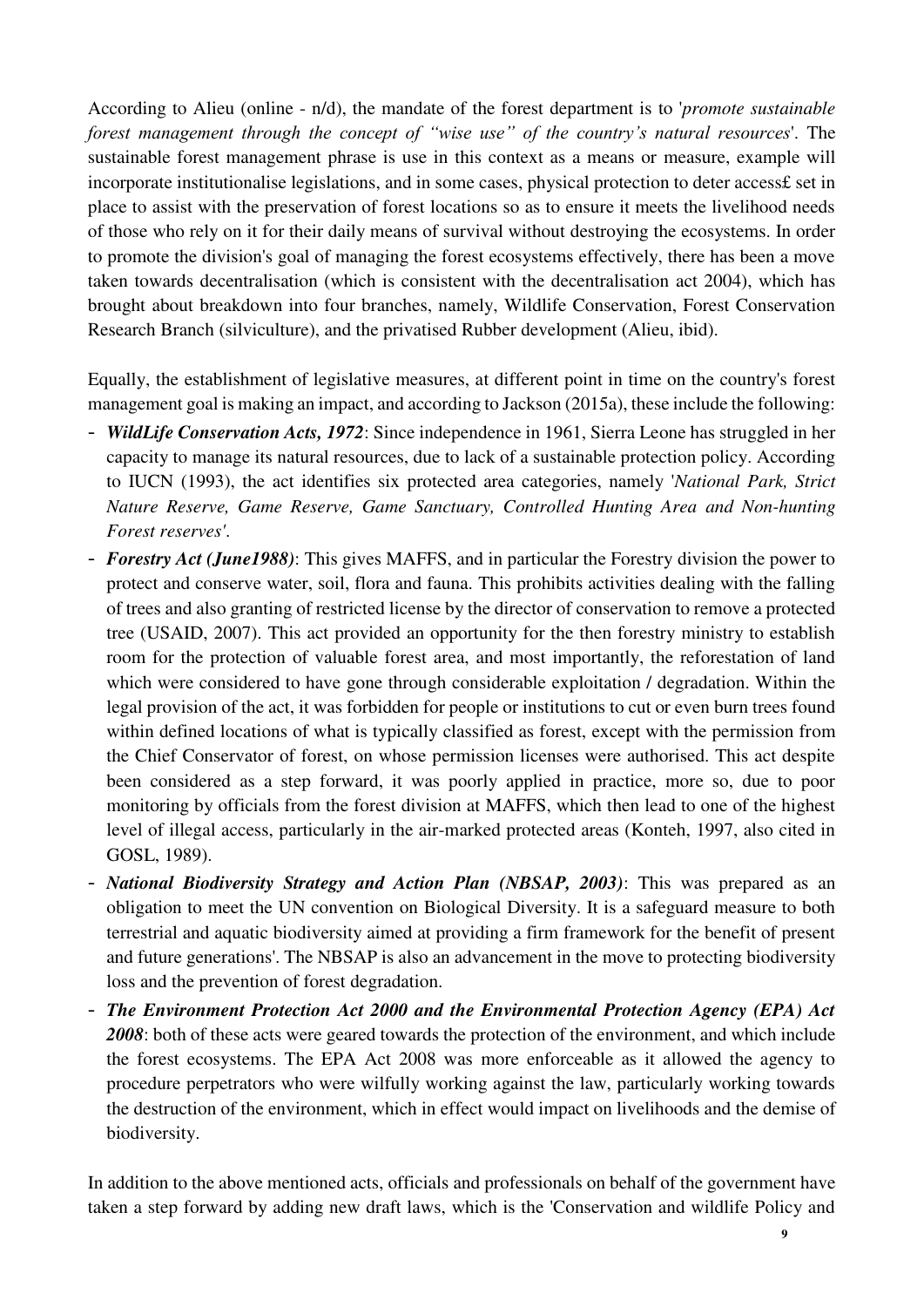According to Alieu (online - n/d), the mandate of the forest department is to '*promote sustainable forest management through the concept of "wise use" of the country's natural resources*'. The sustainable forest management phrase is use in this context as a means or measure, example will incorporate institutionalise legislations, and in some cases, physical protection to deter access£ set in place to assist with the preservation of forest locations so as to ensure it meets the livelihood needs of those who rely on it for their daily means of survival without destroying the ecosystems. In order to promote the division's goal of managing the forest ecosystems effectively, there has been a move taken towards decentralisation (which is consistent with the decentralisation act 2004), which has brought about breakdown into four branches, namely, Wildlife Conservation, Forest Conservation Research Branch (silviculture), and the privatised Rubber development (Alieu, ibid).

Equally, the establishment of legislative measures, at different point in time on the country's forest management goal is making an impact, and according to Jackson (2015a), these include the following:

- ***WildLife Conservation Acts, 1972***: Since independence in 1961, Sierra Leone has struggled in her capacity to manage its natural resources, due to lack of a sustainable protection policy. According to IUCN (1993), the act identifies six protected area categories, namely '*National Park, Strict Nature Reserve, Game Reserve, Game Sanctuary, Controlled Hunting Area and Non-hunting Forest reserves'*.
- ***Forestry Act (June1988)***: This gives MAFFS, and in particular the Forestry division the power to protect and conserve water, soil, flora and fauna. This prohibits activities dealing with the falling of trees and also granting of restricted license by the director of conservation to remove a protected tree (USAID, 2007). This act provided an opportunity for the then forestry ministry to establish room for the protection of valuable forest area, and most importantly, the reforestation of land which were considered to have gone through considerable exploitation / degradation. Within the legal provision of the act, it was forbidden for people or institutions to cut or even burn trees found within defined locations of what is typically classified as forest, except with the permission from the Chief Conservator of forest, on whose permission licenses were authorised. This act despite been considered as a step forward, it was poorly applied in practice, more so, due to poor monitoring by officials from the forest division at MAFFS, which then lead to one of the highest level of illegal access, particularly in the air-marked protected areas (Konteh, 1997, also cited in GOSL, 1989).
- ***National Biodiversity Strategy and Action Plan (NBSAP, 2003)***: This was prepared as an obligation to meet the UN convention on Biological Diversity. It is a safeguard measure to both terrestrial and aquatic biodiversity aimed at providing a firm framework for the benefit of present and future generations'. The NBSAP is also an advancement in the move to protecting biodiversity loss and the prevention of forest degradation.
- ***The Environment Protection Act 2000 and the Environmental Protection Agency (EPA) Act 2008***: both of these acts were geared towards the protection of the environment, and which include the forest ecosystems. The EPA Act 2008 was more enforceable as it allowed the agency to procedure perpetrators who were wilfully working against the law, particularly working towards the destruction of the environment, which in effect would impact on livelihoods and the demise of biodiversity.

In addition to the above mentioned acts, officials and professionals on behalf of the government have taken a step forward by adding new draft laws, which is the 'Conservation and wildlife Policy and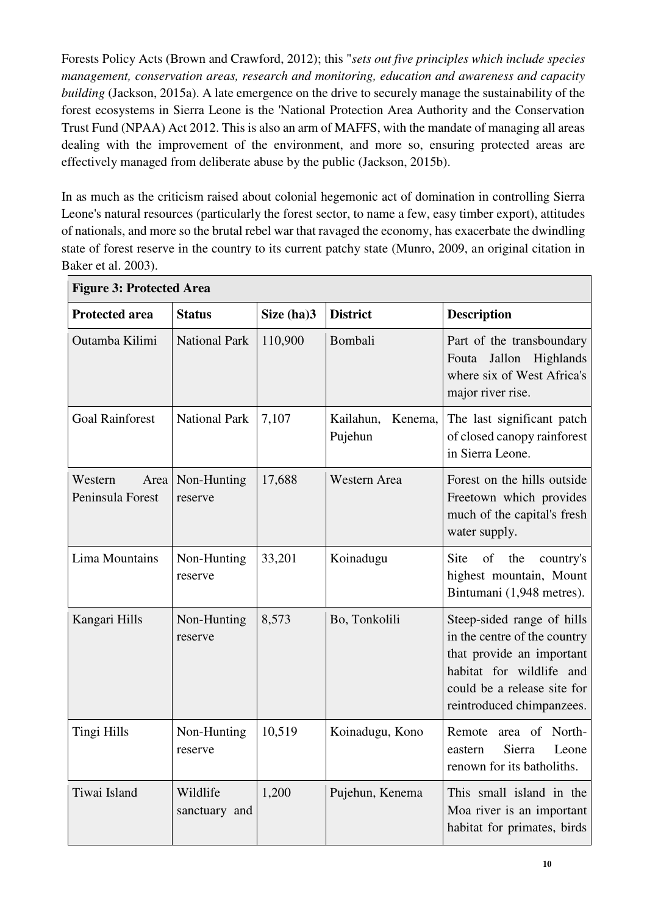Forests Policy Acts (Brown and Crawford, 2012); this "*sets out five principles which include species management, conservation areas, research and monitoring, education and awareness and capacity building* (Jackson, 2015a). A late emergence on the drive to securely manage the sustainability of the forest ecosystems in Sierra Leone is the 'National Protection Area Authority and the Conservation Trust Fund (NPAA) Act 2012. This is also an arm of MAFFS, with the mandate of managing all areas dealing with the improvement of the environment, and more so, ensuring protected areas are effectively managed from deliberate abuse by the public (Jackson, 2015b).

In as much as the criticism raised about colonial hegemonic act of domination in controlling Sierra Leone's natural resources (particularly the forest sector, to name a few, easy timber export), attitudes of nationals, and more so the brutal rebel war that ravaged the economy, has exacerbate the dwindling state of forest reserve in the country to its current patchy state (Munro, 2009, an original citation in Baker et al. 2003).

**Figure 3: Protected Area**

| Protected area | Status | Size (ha)3 | District | Description |
|---|---|---|---|---|
| Outamba Kilimi | National Park | 110,900 | Bombali | Part of the transboundary Fouta Jallon Highlands where six of West Africa's major river rise. |
| Goal Rainforest | National Park | 7,107 | Kailahun, Kenema, Pujehun | The last significant patch of closed canopy rainforest in Sierra Leone. |
| Western Area Peninsula Forest | Non-Hunting reserve | 17,688 | Western Area | Forest on the hills outside Freetown which provides much of the capital's fresh water supply. |
| Lima Mountains | Non-Hunting reserve | 33,201 | Koinadugu | Site of the country's highest mountain, Mount Bintumani (1,948 metres). |
| Kangari Hills | Non-Hunting reserve | 8,573 | Bo, Tonkolili | Steep-sided range of hills in the centre of the country that provide an important habitat for wildlife and could be a release site for reintroduced chimpanzees. |
| Tingi Hills | Non-Hunting reserve | 10,519 | Koinadugu, Kono | Remote area of North-eastern Sierra Leone renown for its batholiths. |
| Tiwai Island | Wildlife sanctuary and | 1,200 | Pujehun, Kenema | This small island in the Moa river is an important habitat for primates, birds |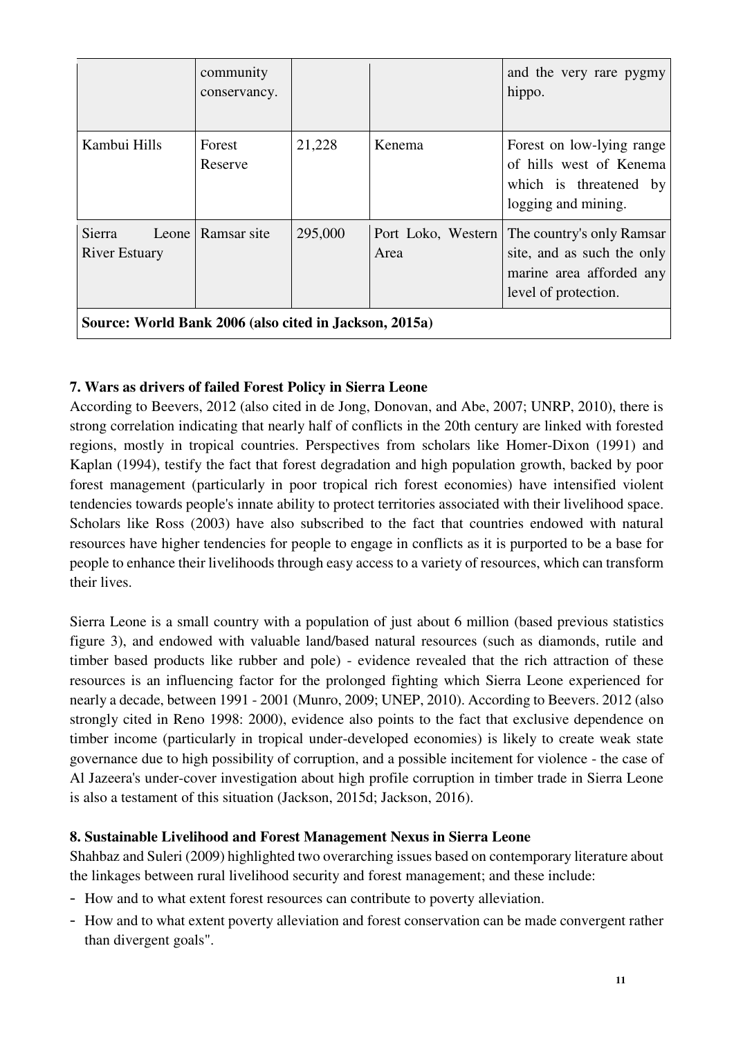| | community conservancy. | | | and the very rare pygmy hippo. |
|---|---|---|---|---|
| Kambui Hills | Forest Reserve | 21,228 | Kenema | Forest on low-lying range of hills west of Kenema which is threatened by logging and mining. |
| Sierra Leone River Estuary | Ramsar site | 295,000 | Port Loko, Western Area | The country's only Ramsar site, and as such the only marine area afforded any level of protection. |

**Source: World Bank 2006 (also cited in Jackson, 2015a)**

## 7. Wars as drivers of failed Forest Policy in Sierra Leone

According to Beevers, 2012 (also cited in de Jong, Donovan, and Abe, 2007; UNRP, 2010), there is strong correlation indicating that nearly half of conflicts in the 20th century are linked with forested regions, mostly in tropical countries. Perspectives from scholars like Homer-Dixon (1991) and Kaplan (1994), testify the fact that forest degradation and high population growth, backed by poor forest management (particularly in poor tropical rich forest economies) have intensified violent tendencies towards people's innate ability to protect territories associated with their livelihood space. Scholars like Ross (2003) have also subscribed to the fact that countries endowed with natural resources have higher tendencies for people to engage in conflicts as it is purported to be a base for people to enhance their livelihoods through easy access to a variety of resources, which can transform their lives.

Sierra Leone is a small country with a population of just about 6 million (based previous statistics figure 3), and endowed with valuable land/based natural resources (such as diamonds, rutile and timber based products like rubber and pole) - evidence revealed that the rich attraction of these resources is an influencing factor for the prolonged fighting which Sierra Leone experienced for nearly a decade, between 1991 - 2001 (Munro, 2009; UNEP, 2010). According to Beevers. 2012 (also strongly cited in Reno 1998: 2000), evidence also points to the fact that exclusive dependence on timber income (particularly in tropical under-developed economies) is likely to create weak state governance due to high possibility of corruption, and a possible incitement for violence - the case of Al Jazeera's under-cover investigation about high profile corruption in timber trade in Sierra Leone is also a testament of this situation (Jackson, 2015d; Jackson, 2016).

## 8. Sustainable Livelihood and Forest Management Nexus in Sierra Leone

Shahbaz and Suleri (2009) highlighted two overarching issues based on contemporary literature about the linkages between rural livelihood security and forest management; and these include:

- How and to what extent forest resources can contribute to poverty alleviation.
- How and to what extent poverty alleviation and forest conservation can be made convergent rather than divergent goals".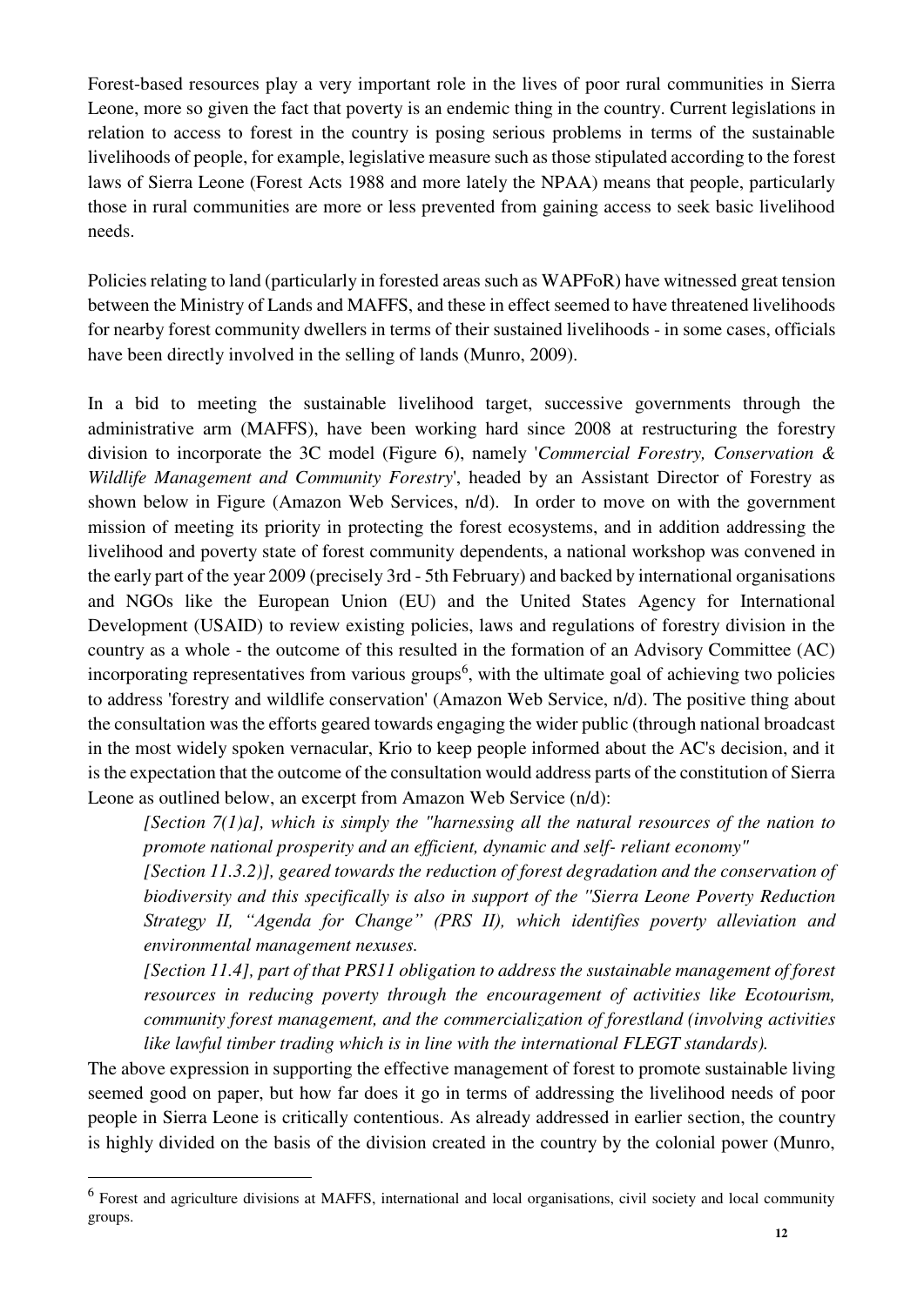Forest-based resources play a very important role in the lives of poor rural communities in Sierra Leone, more so given the fact that poverty is an endemic thing in the country. Current legislations in relation to access to forest in the country is posing serious problems in terms of the sustainable livelihoods of people, for example, legislative measure such as those stipulated according to the forest laws of Sierra Leone (Forest Acts 1988 and more lately the NPAA) means that people, particularly those in rural communities are more or less prevented from gaining access to seek basic livelihood needs.

Policies relating to land (particularly in forested areas such as WAPFoR) have witnessed great tension between the Ministry of Lands and MAFFS, and these in effect seemed to have threatened livelihoods for nearby forest community dwellers in terms of their sustained livelihoods - in some cases, officials have been directly involved in the selling of lands (Munro, 2009).

In a bid to meeting the sustainable livelihood target, successive governments through the administrative arm (MAFFS), have been working hard since 2008 at restructuring the forestry division to incorporate the 3C model (Figure 6), namely '*Commercial Forestry, Conservation & Wildlife Management and Community Forestry*', headed by an Assistant Director of Forestry as shown below in Figure (Amazon Web Services, n/d). In order to move on with the government mission of meeting its priority in protecting the forest ecosystems, and in addition addressing the livelihood and poverty state of forest community dependents, a national workshop was convened in the early part of the year 2009 (precisely 3rd - 5th February) and backed by international organisations and NGOs like the European Union (EU) and the United States Agency for International Development (USAID) to review existing policies, laws and regulations of forestry division in the country as a whole - the outcome of this resulted in the formation of an Advisory Committee (AC) incorporating representatives from various groups[6], with the ultimate goal of achieving two policies to address 'forestry and wildlife conservation' (Amazon Web Service, n/d). The positive thing about the consultation was the efforts geared towards engaging the wider public (through national broadcast in the most widely spoken vernacular, Krio to keep people informed about the AC's decision, and it is the expectation that the outcome of the consultation would address parts of the constitution of Sierra Leone as outlined below, an excerpt from Amazon Web Service (n/d):

> *[Section 7(1)a], which is simply the "harnessing all the natural resources of the nation to promote national prosperity and an efficient, dynamic and self- reliant economy"*
>
> *[Section 11.3.2)], geared towards the reduction of forest degradation and the conservation of biodiversity and this specifically is also in support of the "Sierra Leone Poverty Reduction Strategy II, "Agenda for Change" (PRS II), which identifies poverty alleviation and environmental management nexuses.*
>
> *[Section 11.4], part of that PRS11 obligation to address the sustainable management of forest resources in reducing poverty through the encouragement of activities like Ecotourism, community forest management, and the commercialization of forestland (involving activities like lawful timber trading which is in line with the international FLEGT standards).*

The above expression in supporting the effective management of forest to promote sustainable living seemed good on paper, but how far does it go in terms of addressing the livelihood needs of poor people in Sierra Leone is critically contentious. As already addressed in earlier section, the country is highly divided on the basis of the division created in the country by the colonial power (Munro,

[6] Forest and agriculture divisions at MAFFS, international and local organisations, civil society and local community groups.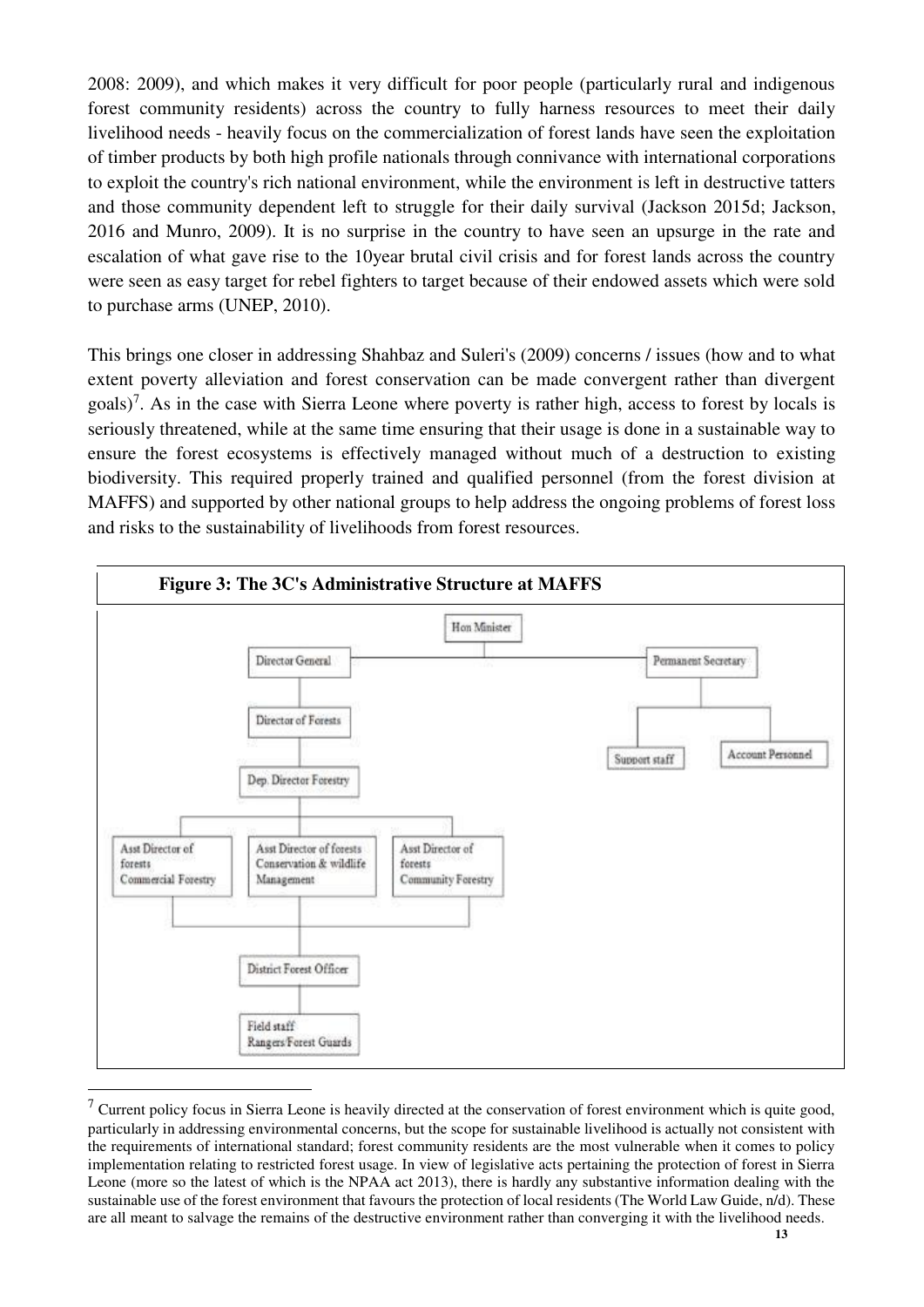2008: 2009), and which makes it very difficult for poor people (particularly rural and indigenous forest community residents) across the country to fully harness resources to meet their daily livelihood needs - heavily focus on the commercialization of forest lands have seen the exploitation of timber products by both high profile nationals through connivance with international corporations to exploit the country's rich national environment, while the environment is left in destructive tatters and those community dependent left to struggle for their daily survival (Jackson 2015d; Jackson, 2016 and Munro, 2009). It is no surprise in the country to have seen an upsurge in the rate and escalation of what gave rise to the 10year brutal civil crisis and for forest lands across the country were seen as easy target for rebel fighters to target because of their endowed assets which were sold to purchase arms (UNEP, 2010).

This brings one closer in addressing Shahbaz and Suleri's (2009) concerns / issues (how and to what extent poverty alleviation and forest conservation can be made convergent rather than divergent goals)[7]. As in the case with Sierra Leone where poverty is rather high, access to forest by locals is seriously threatened, while at the same time ensuring that their usage is done in a sustainable way to ensure the forest ecosystems is effectively managed without much of a destruction to existing biodiversity. This required properly trained and qualified personnel (from the forest division at MAFFS) and supported by other national groups to help address the ongoing problems of forest loss and risks to the sustainability of livelihoods from forest resources.

**Figure 3: The 3C's Administrative Structure at MAFFS**

- Hon Minister
  - Director General
    - Director of Forests
      - Dep. Director Forestry
        - Asst Director of forests Commercial Forestry
        - Asst Director of forests Conservation & wildlife Management
        - Asst Director of forests Community Forestry
          - District Forest Officer
            - Field staff Rangers/Forest Guards
  - Permanent Secretary
    - Support staff
    - Account Personnel

[7] Current policy focus in Sierra Leone is heavily directed at the conservation of forest environment which is quite good, particularly in addressing environmental concerns, but the scope for sustainable livelihood is actually not consistent with the requirements of international standard; forest community residents are the most vulnerable when it comes to policy implementation relating to restricted forest usage. In view of legislative acts pertaining the protection of forest in Sierra Leone (more so the latest of which is the NPAA act 2013), there is hardly any substantive information dealing with the sustainable use of the forest environment that favours the protection of local residents (The World Law Guide, n/d). These are all meant to salvage the remains of the destructive environment rather than converging it with the livelihood needs.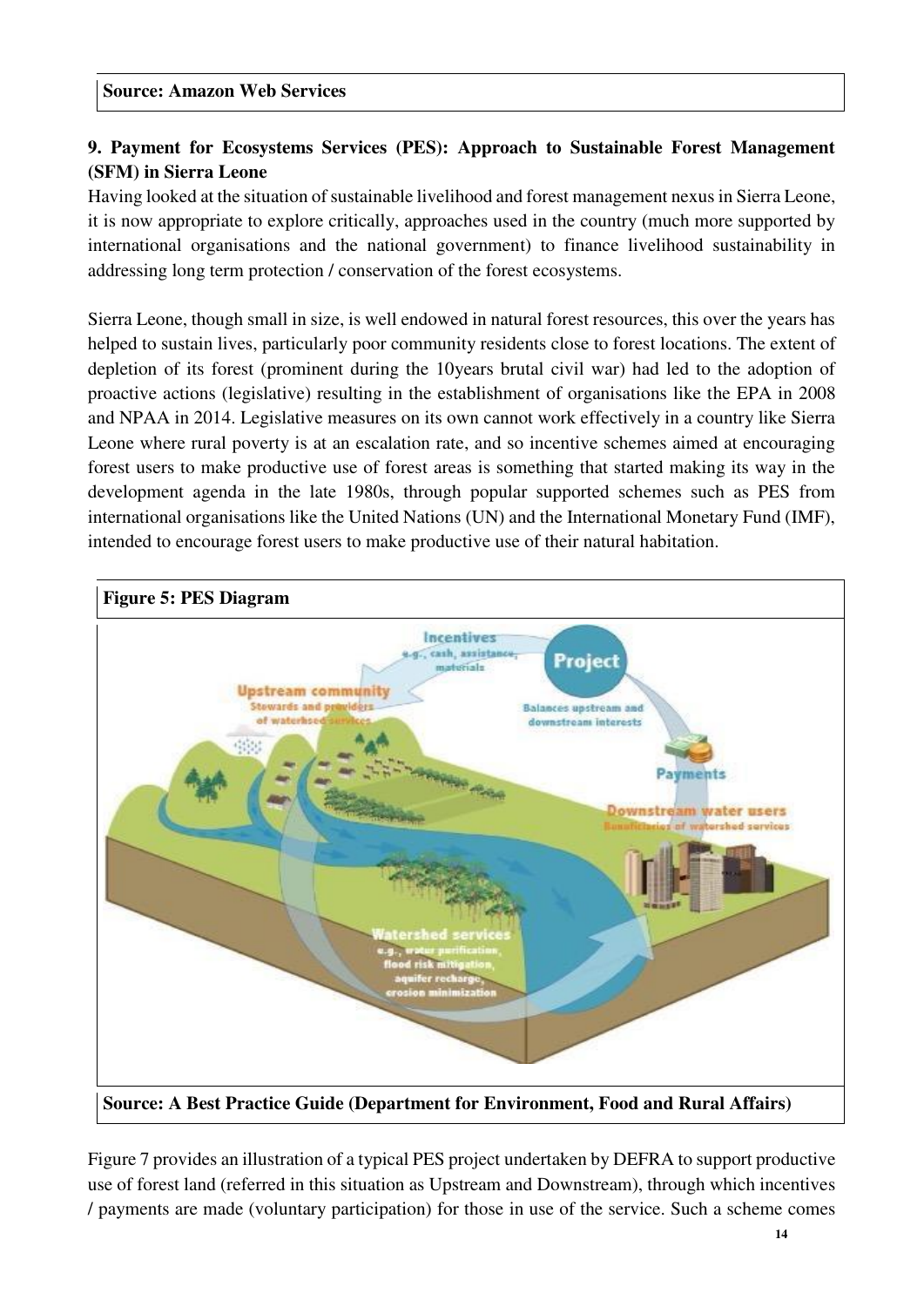**Source: Amazon Web Services**

## 9. Payment for Ecosystems Services (PES): Approach to Sustainable Forest Management (SFM) in Sierra Leone

Having looked at the situation of sustainable livelihood and forest management nexus in Sierra Leone, it is now appropriate to explore critically, approaches used in the country (much more supported by international organisations and the national government) to finance livelihood sustainability in addressing long term protection / conservation of the forest ecosystems.

Sierra Leone, though small in size, is well endowed in natural forest resources, this over the years has helped to sustain lives, particularly poor community residents close to forest locations. The extent of depletion of its forest (prominent during the 10years brutal civil war) had led to the adoption of proactive actions (legislative) resulting in the establishment of organisations like the EPA in 2008 and NPAA in 2014. Legislative measures on its own cannot work effectively in a country like Sierra Leone where rural poverty is at an escalation rate, and so incentive schemes aimed at encouraging forest users to make productive use of forest areas is something that started making its way in the development agenda in the late 1980s, through popular supported schemes such as PES from international organisations like the United Nations (UN) and the International Monetary Fund (IMF), intended to encourage forest users to make productive use of their natural habitation.

**Figure 5: PES Diagram**

**Source: A Best Practice Guide (Department for Environment, Food and Rural Affairs)**

Figure 7 provides an illustration of a typical PES project undertaken by DEFRA to support productive use of forest land (referred in this situation as Upstream and Downstream), through which incentives / payments are made (voluntary participation) for those in use of the service. Such a scheme comes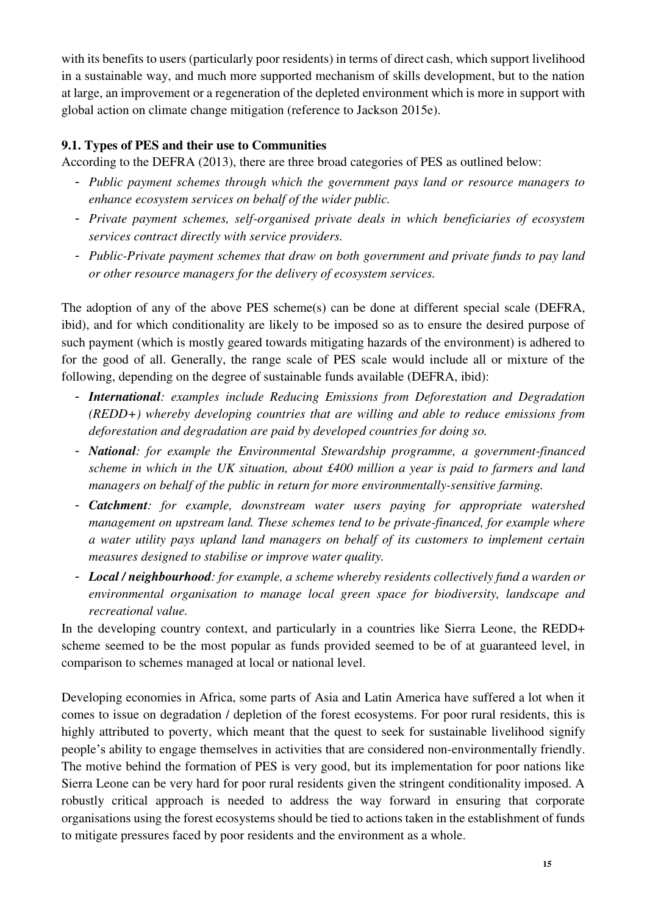with its benefits to users (particularly poor residents) in terms of direct cash, which support livelihood in a sustainable way, and much more supported mechanism of skills development, but to the nation at large, an improvement or a regeneration of the depleted environment which is more in support with global action on climate change mitigation (reference to Jackson 2015e).

### 9.1. Types of PES and their use to Communities

According to the DEFRA (2013), there are three broad categories of PES as outlined below:

- *Public payment schemes through which the government pays land or resource managers to enhance ecosystem services on behalf of the wider public.*
- *Private payment schemes, self-organised private deals in which beneficiaries of ecosystem services contract directly with service providers.*
- *Public-Private payment schemes that draw on both government and private funds to pay land or other resource managers for the delivery of ecosystem services.*

The adoption of any of the above PES scheme(s) can be done at different special scale (DEFRA, ibid), and for which conditionality are likely to be imposed so as to ensure the desired purpose of such payment (which is mostly geared towards mitigating hazards of the environment) is adhered to for the good of all. Generally, the range scale of PES scale would include all or mixture of the following, depending on the degree of sustainable funds available (DEFRA, ibid):

- ***International**: examples include Reducing Emissions from Deforestation and Degradation (REDD+) whereby developing countries that are willing and able to reduce emissions from deforestation and degradation are paid by developed countries for doing so.*
- ***National**: for example the Environmental Stewardship programme, a government-financed scheme in which in the UK situation, about £400 million a year is paid to farmers and land managers on behalf of the public in return for more environmentally-sensitive farming.*
- ***Catchment**: for example, downstream water users paying for appropriate watershed management on upstream land. These schemes tend to be private-financed, for example where a water utility pays upland land managers on behalf of its customers to implement certain measures designed to stabilise or improve water quality.*
- ***Local / neighbourhood**: for example, a scheme whereby residents collectively fund a warden or environmental organisation to manage local green space for biodiversity, landscape and recreational value.*

In the developing country context, and particularly in a countries like Sierra Leone, the REDD+ scheme seemed to be the most popular as funds provided seemed to be of at guaranteed level, in comparison to schemes managed at local or national level.

Developing economies in Africa, some parts of Asia and Latin America have suffered a lot when it comes to issue on degradation / depletion of the forest ecosystems. For poor rural residents, this is highly attributed to poverty, which meant that the quest to seek for sustainable livelihood signify people's ability to engage themselves in activities that are considered non-environmentally friendly. The motive behind the formation of PES is very good, but its implementation for poor nations like Sierra Leone can be very hard for poor rural residents given the stringent conditionality imposed. A robustly critical approach is needed to address the way forward in ensuring that corporate organisations using the forest ecosystems should be tied to actions taken in the establishment of funds to mitigate pressures faced by poor residents and the environment as a whole.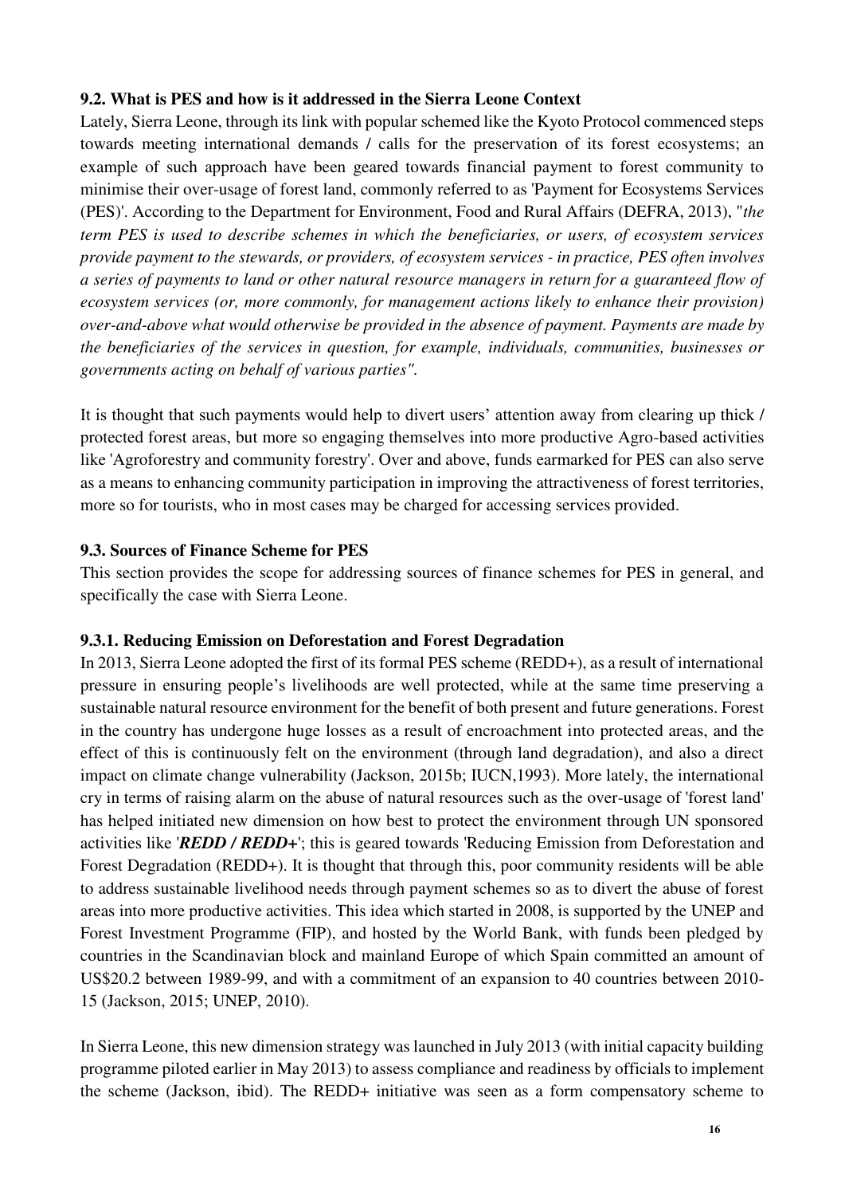### 9.2. What is PES and how is it addressed in the Sierra Leone Context

Lately, Sierra Leone, through its link with popular schemed like the Kyoto Protocol commenced steps towards meeting international demands / calls for the preservation of its forest ecosystems; an example of such approach have been geared towards financial payment to forest community to minimise their over-usage of forest land, commonly referred to as 'Payment for Ecosystems Services (PES)'. According to the Department for Environment, Food and Rural Affairs (DEFRA, 2013), "*the term PES is used to describe schemes in which the beneficiaries, or users, of ecosystem services provide payment to the stewards, or providers, of ecosystem services - in practice, PES often involves a series of payments to land or other natural resource managers in return for a guaranteed flow of ecosystem services (or, more commonly, for management actions likely to enhance their provision) over-and-above what would otherwise be provided in the absence of payment. Payments are made by the beneficiaries of the services in question, for example, individuals, communities, businesses or governments acting on behalf of various parties"*.

It is thought that such payments would help to divert users' attention away from clearing up thick / protected forest areas, but more so engaging themselves into more productive Agro-based activities like 'Agroforestry and community forestry'. Over and above, funds earmarked for PES can also serve as a means to enhancing community participation in improving the attractiveness of forest territories, more so for tourists, who in most cases may be charged for accessing services provided.

### 9.3. Sources of Finance Scheme for PES

This section provides the scope for addressing sources of finance schemes for PES in general, and specifically the case with Sierra Leone.

#### 9.3.1. Reducing Emission on Deforestation and Forest Degradation

In 2013, Sierra Leone adopted the first of its formal PES scheme (REDD+), as a result of international pressure in ensuring people's livelihoods are well protected, while at the same time preserving a sustainable natural resource environment for the benefit of both present and future generations. Forest in the country has undergone huge losses as a result of encroachment into protected areas, and the effect of this is continuously felt on the environment (through land degradation), and also a direct impact on climate change vulnerability (Jackson, 2015b; IUCN,1993). More lately, the international cry in terms of raising alarm on the abuse of natural resources such as the over-usage of 'forest land' has helped initiated new dimension on how best to protect the environment through UN sponsored activities like '***REDD / REDD+***'; this is geared towards 'Reducing Emission from Deforestation and Forest Degradation (REDD+). It is thought that through this, poor community residents will be able to address sustainable livelihood needs through payment schemes so as to divert the abuse of forest areas into more productive activities. This idea which started in 2008, is supported by the UNEP and Forest Investment Programme (FIP), and hosted by the World Bank, with funds been pledged by countries in the Scandinavian block and mainland Europe of which Spain committed an amount of US$20.2 between 1989-99, and with a commitment of an expansion to 40 countries between 2010-15 (Jackson, 2015; UNEP, 2010).

In Sierra Leone, this new dimension strategy was launched in July 2013 (with initial capacity building programme piloted earlier in May 2013) to assess compliance and readiness by officials to implement the scheme (Jackson, ibid). The REDD+ initiative was seen as a form compensatory scheme to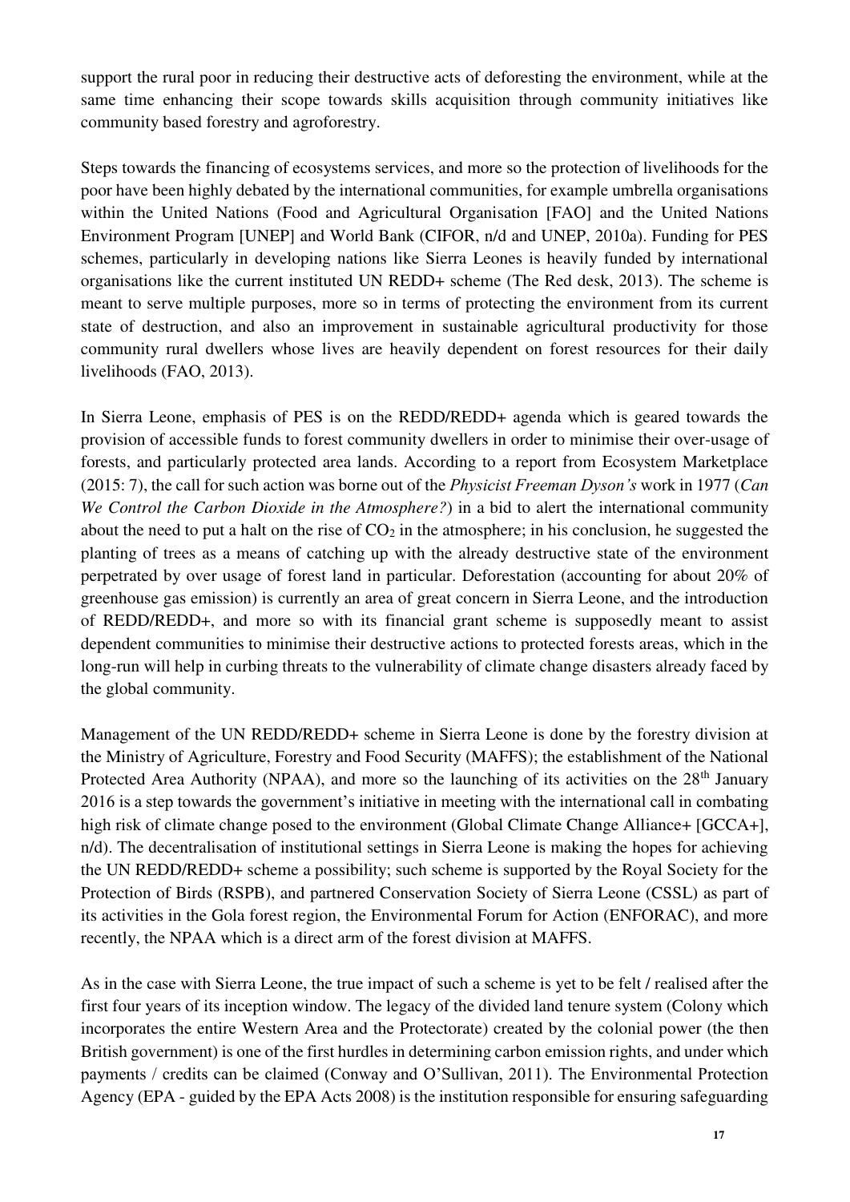support the rural poor in reducing their destructive acts of deforesting the environment, while at the same time enhancing their scope towards skills acquisition through community initiatives like community based forestry and agroforestry.

Steps towards the financing of ecosystems services, and more so the protection of livelihoods for the poor have been highly debated by the international communities, for example umbrella organisations within the United Nations (Food and Agricultural Organisation [FAO] and the United Nations Environment Program [UNEP] and World Bank (CIFOR, n/d and UNEP, 2010a). Funding for PES schemes, particularly in developing nations like Sierra Leones is heavily funded by international organisations like the current instituted UN REDD+ scheme (The Red desk, 2013). The scheme is meant to serve multiple purposes, more so in terms of protecting the environment from its current state of destruction, and also an improvement in sustainable agricultural productivity for those community rural dwellers whose lives are heavily dependent on forest resources for their daily livelihoods (FAO, 2013).

In Sierra Leone, emphasis of PES is on the REDD/REDD+ agenda which is geared towards the provision of accessible funds to forest community dwellers in order to minimise their over-usage of forests, and particularly protected area lands. According to a report from Ecosystem Marketplace (2015: 7), the call for such action was borne out of the *Physicist Freeman Dyson's* work in 1977 (*Can We Control the Carbon Dioxide in the Atmosphere?*) in a bid to alert the international community about the need to put a halt on the rise of $CO_2$ in the atmosphere; in his conclusion, he suggested the planting of trees as a means of catching up with the already destructive state of the environment perpetrated by over usage of forest land in particular. Deforestation (accounting for about 20% of greenhouse gas emission) is currently an area of great concern in Sierra Leone, and the introduction of REDD/REDD+, and more so with its financial grant scheme is supposedly meant to assist dependent communities to minimise their destructive actions to protected forests areas, which in the long-run will help in curbing threats to the vulnerability of climate change disasters already faced by the global community.

Management of the UN REDD/REDD+ scheme in Sierra Leone is done by the forestry division at the Ministry of Agriculture, Forestry and Food Security (MAFFS); the establishment of the National Protected Area Authority (NPAA), and more so the launching of its activities on the 28th January 2016 is a step towards the government's initiative in meeting with the international call in combating high risk of climate change posed to the environment (Global Climate Change Alliance+ [GCCA+], n/d). The decentralisation of institutional settings in Sierra Leone is making the hopes for achieving the UN REDD/REDD+ scheme a possibility; such scheme is supported by the Royal Society for the Protection of Birds (RSPB), and partnered Conservation Society of Sierra Leone (CSSL) as part of its activities in the Gola forest region, the Environmental Forum for Action (ENFORAC), and more recently, the NPAA which is a direct arm of the forest division at MAFFS.

As in the case with Sierra Leone, the true impact of such a scheme is yet to be felt / realised after the first four years of its inception window. The legacy of the divided land tenure system (Colony which incorporates the entire Western Area and the Protectorate) created by the colonial power (the then British government) is one of the first hurdles in determining carbon emission rights, and under which payments / credits can be claimed (Conway and O'Sullivan, 2011). The Environmental Protection Agency (EPA - guided by the EPA Acts 2008) is the institution responsible for ensuring safeguarding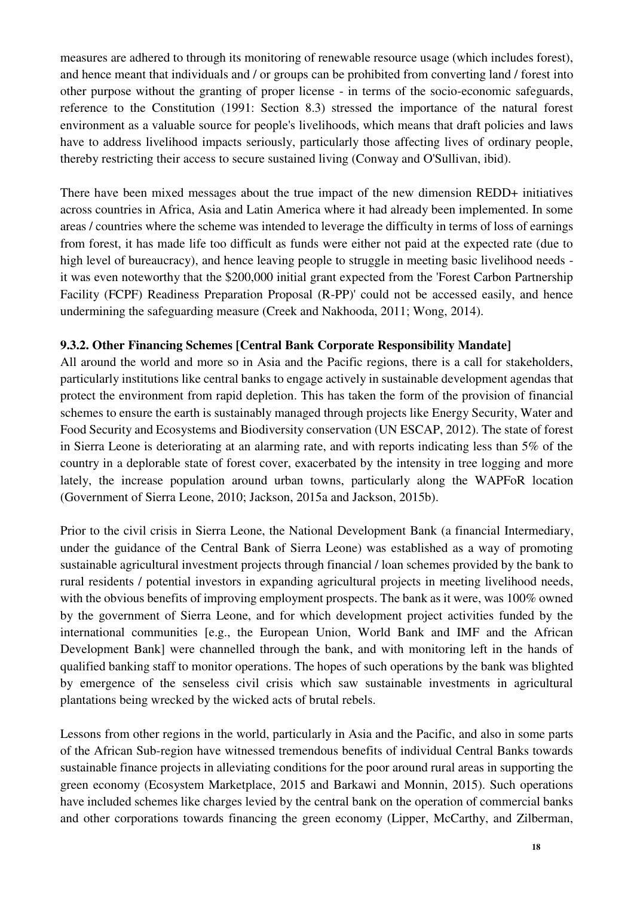measures are adhered to through its monitoring of renewable resource usage (which includes forest), and hence meant that individuals and / or groups can be prohibited from converting land / forest into other purpose without the granting of proper license - in terms of the socio-economic safeguards, reference to the Constitution (1991: Section 8.3) stressed the importance of the natural forest environment as a valuable source for people's livelihoods, which means that draft policies and laws have to address livelihood impacts seriously, particularly those affecting lives of ordinary people, thereby restricting their access to secure sustained living (Conway and O'Sullivan, ibid).

There have been mixed messages about the true impact of the new dimension REDD+ initiatives across countries in Africa, Asia and Latin America where it had already been implemented. In some areas / countries where the scheme was intended to leverage the difficulty in terms of loss of earnings from forest, it has made life too difficult as funds were either not paid at the expected rate (due to high level of bureaucracy), and hence leaving people to struggle in meeting basic livelihood needs - it was even noteworthy that the $200,000 initial grant expected from the 'Forest Carbon Partnership Facility (FCPF) Readiness Preparation Proposal (R-PP)' could not be accessed easily, and hence undermining the safeguarding measure (Creek and Nakhooda, 2011; Wong, 2014).

### 9.3.2. Other Financing Schemes [Central Bank Corporate Responsibility Mandate]

All around the world and more so in Asia and the Pacific regions, there is a call for stakeholders, particularly institutions like central banks to engage actively in sustainable development agendas that protect the environment from rapid depletion. This has taken the form of the provision of financial schemes to ensure the earth is sustainably managed through projects like Energy Security, Water and Food Security and Ecosystems and Biodiversity conservation (UN ESCAP, 2012). The state of forest in Sierra Leone is deteriorating at an alarming rate, and with reports indicating less than 5% of the country in a deplorable state of forest cover, exacerbated by the intensity in tree logging and more lately, the increase population around urban towns, particularly along the WAPFoR location (Government of Sierra Leone, 2010; Jackson, 2015a and Jackson, 2015b).

Prior to the civil crisis in Sierra Leone, the National Development Bank (a financial Intermediary, under the guidance of the Central Bank of Sierra Leone) was established as a way of promoting sustainable agricultural investment projects through financial / loan schemes provided by the bank to rural residents / potential investors in expanding agricultural projects in meeting livelihood needs, with the obvious benefits of improving employment prospects. The bank as it were, was 100% owned by the government of Sierra Leone, and for which development project activities funded by the international communities [e.g., the European Union, World Bank and IMF and the African Development Bank] were channelled through the bank, and with monitoring left in the hands of qualified banking staff to monitor operations. The hopes of such operations by the bank was blighted by emergence of the senseless civil crisis which saw sustainable investments in agricultural plantations being wrecked by the wicked acts of brutal rebels.

Lessons from other regions in the world, particularly in Asia and the Pacific, and also in some parts of the African Sub-region have witnessed tremendous benefits of individual Central Banks towards sustainable finance projects in alleviating conditions for the poor around rural areas in supporting the green economy (Ecosystem Marketplace, 2015 and Barkawi and Monnin, 2015). Such operations have included schemes like charges levied by the central bank on the operation of commercial banks and other corporations towards financing the green economy (Lipper, McCarthy, and Zilberman,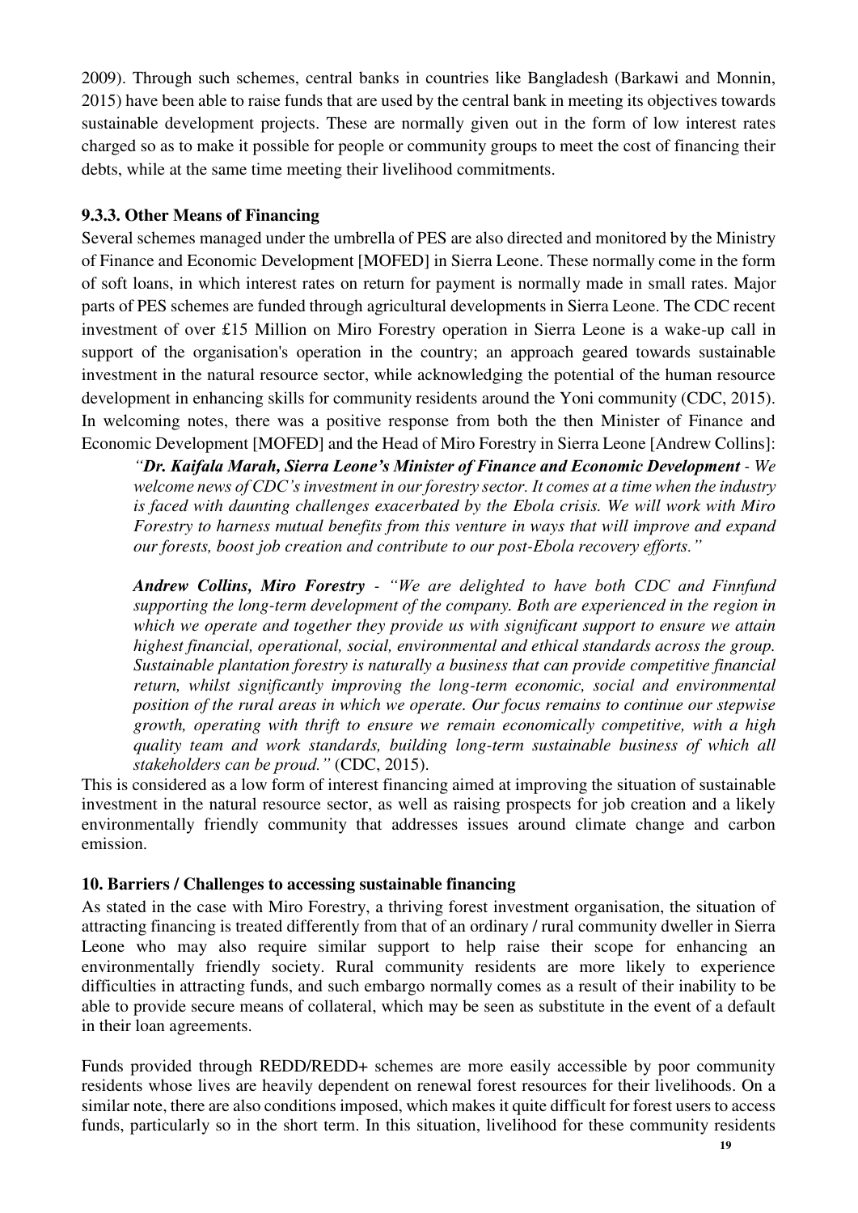2009). Through such schemes, central banks in countries like Bangladesh (Barkawi and Monnin, 2015) have been able to raise funds that are used by the central bank in meeting its objectives towards sustainable development projects. These are normally given out in the form of low interest rates charged so as to make it possible for people or community groups to meet the cost of financing their debts, while at the same time meeting their livelihood commitments.

### 9.3.3. Other Means of Financing

Several schemes managed under the umbrella of PES are also directed and monitored by the Ministry of Finance and Economic Development [MOFED] in Sierra Leone. These normally come in the form of soft loans, in which interest rates on return for payment is normally made in small rates. Major parts of PES schemes are funded through agricultural developments in Sierra Leone. The CDC recent investment of over £15 Million on Miro Forestry operation in Sierra Leone is a wake-up call in support of the organisation's operation in the country; an approach geared towards sustainable investment in the natural resource sector, while acknowledging the potential of the human resource development in enhancing skills for community residents around the Yoni community (CDC, 2015). In welcoming notes, there was a positive response from both the then Minister of Finance and Economic Development [MOFED] and the Head of Miro Forestry in Sierra Leone [Andrew Collins]:

> *"**Dr. Kaifala Marah, Sierra Leone's Minister of Finance and Economic Development** - We welcome news of CDC's investment in our forestry sector. It comes at a time when the industry is faced with daunting challenges exacerbated by the Ebola crisis. We will work with Miro Forestry to harness mutual benefits from this venture in ways that will improve and expand our forests, boost job creation and contribute to our post-Ebola recovery efforts."*
>
> ***Andrew Collins, Miro Forestry** - "We are delighted to have both CDC and Finnfund supporting the long-term development of the company. Both are experienced in the region in which we operate and together they provide us with significant support to ensure we attain highest financial, operational, social, environmental and ethical standards across the group. Sustainable plantation forestry is naturally a business that can provide competitive financial return, whilst significantly improving the long-term economic, social and environmental position of the rural areas in which we operate. Our focus remains to continue our stepwise growth, operating with thrift to ensure we remain economically competitive, with a high quality team and work standards, building long-term sustainable business of which all stakeholders can be proud."* (CDC, 2015).

This is considered as a low form of interest financing aimed at improving the situation of sustainable investment in the natural resource sector, as well as raising prospects for job creation and a likely environmentally friendly community that addresses issues around climate change and carbon emission.

## 10. Barriers / Challenges to accessing sustainable financing

As stated in the case with Miro Forestry, a thriving forest investment organisation, the situation of attracting financing is treated differently from that of an ordinary / rural community dweller in Sierra Leone who may also require similar support to help raise their scope for enhancing an environmentally friendly society. Rural community residents are more likely to experience difficulties in attracting funds, and such embargo normally comes as a result of their inability to be able to provide secure means of collateral, which may be seen as substitute in the event of a default in their loan agreements.

Funds provided through REDD/REDD+ schemes are more easily accessible by poor community residents whose lives are heavily dependent on renewal forest resources for their livelihoods. On a similar note, there are also conditions imposed, which makes it quite difficult for forest users to access funds, particularly so in the short term. In this situation, livelihood for these community residents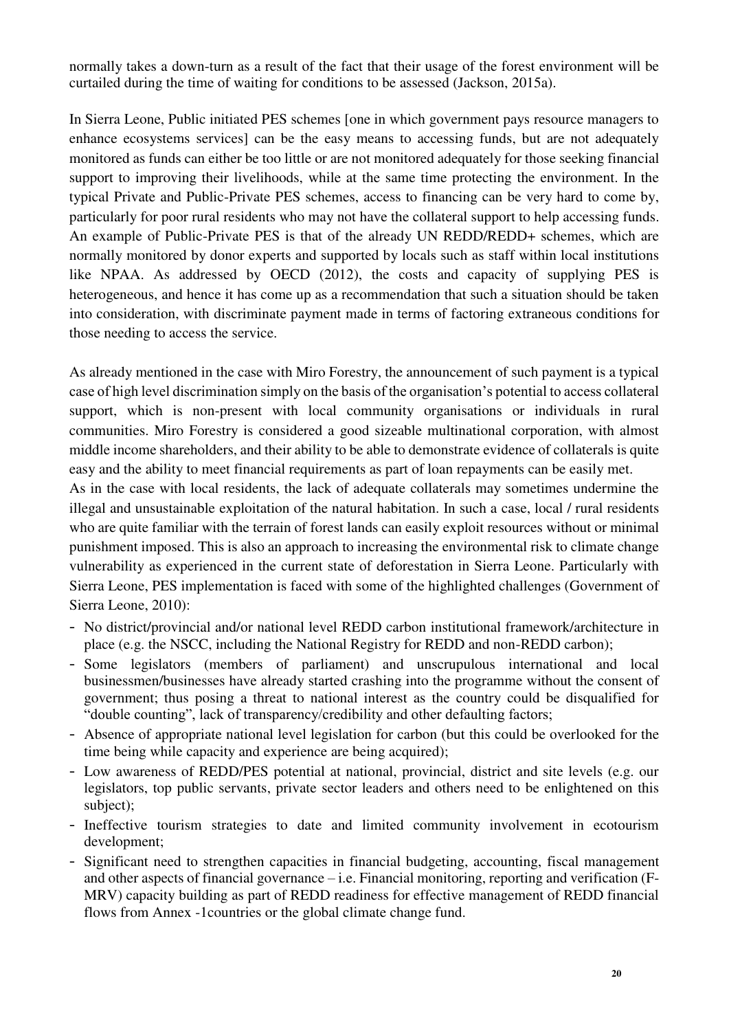normally takes a down-turn as a result of the fact that their usage of the forest environment will be curtailed during the time of waiting for conditions to be assessed (Jackson, 2015a).

In Sierra Leone, Public initiated PES schemes [one in which government pays resource managers to enhance ecosystems services] can be the easy means to accessing funds, but are not adequately monitored as funds can either be too little or are not monitored adequately for those seeking financial support to improving their livelihoods, while at the same time protecting the environment. In the typical Private and Public-Private PES schemes, access to financing can be very hard to come by, particularly for poor rural residents who may not have the collateral support to help accessing funds. An example of Public-Private PES is that of the already UN REDD/REDD+ schemes, which are normally monitored by donor experts and supported by locals such as staff within local institutions like NPAA. As addressed by OECD (2012), the costs and capacity of supplying PES is heterogeneous, and hence it has come up as a recommendation that such a situation should be taken into consideration, with discriminate payment made in terms of factoring extraneous conditions for those needing to access the service.

As already mentioned in the case with Miro Forestry, the announcement of such payment is a typical case of high level discrimination simply on the basis of the organisation's potential to access collateral support, which is non-present with local community organisations or individuals in rural communities. Miro Forestry is considered a good sizeable multinational corporation, with almost middle income shareholders, and their ability to be able to demonstrate evidence of collaterals is quite easy and the ability to meet financial requirements as part of loan repayments can be easily met.

As in the case with local residents, the lack of adequate collaterals may sometimes undermine the illegal and unsustainable exploitation of the natural habitation. In such a case, local / rural residents who are quite familiar with the terrain of forest lands can easily exploit resources without or minimal punishment imposed. This is also an approach to increasing the environmental risk to climate change vulnerability as experienced in the current state of deforestation in Sierra Leone. Particularly with Sierra Leone, PES implementation is faced with some of the highlighted challenges (Government of Sierra Leone, 2010):

- No district/provincial and/or national level REDD carbon institutional framework/architecture in place (e.g. the NSCC, including the National Registry for REDD and non-REDD carbon);
- Some legislators (members of parliament) and unscrupulous international and local businessmen/businesses have already started crashing into the programme without the consent of government; thus posing a threat to national interest as the country could be disqualified for "double counting", lack of transparency/credibility and other defaulting factors;
- Absence of appropriate national level legislation for carbon (but this could be overlooked for the time being while capacity and experience are being acquired);
- Low awareness of REDD/PES potential at national, provincial, district and site levels (e.g. our legislators, top public servants, private sector leaders and others need to be enlightened on this subject);
- Ineffective tourism strategies to date and limited community involvement in ecotourism development;
- Significant need to strengthen capacities in financial budgeting, accounting, fiscal management and other aspects of financial governance – i.e. Financial monitoring, reporting and verification (F-MRV) capacity building as part of REDD readiness for effective management of REDD financial flows from Annex -1countries or the global climate change fund.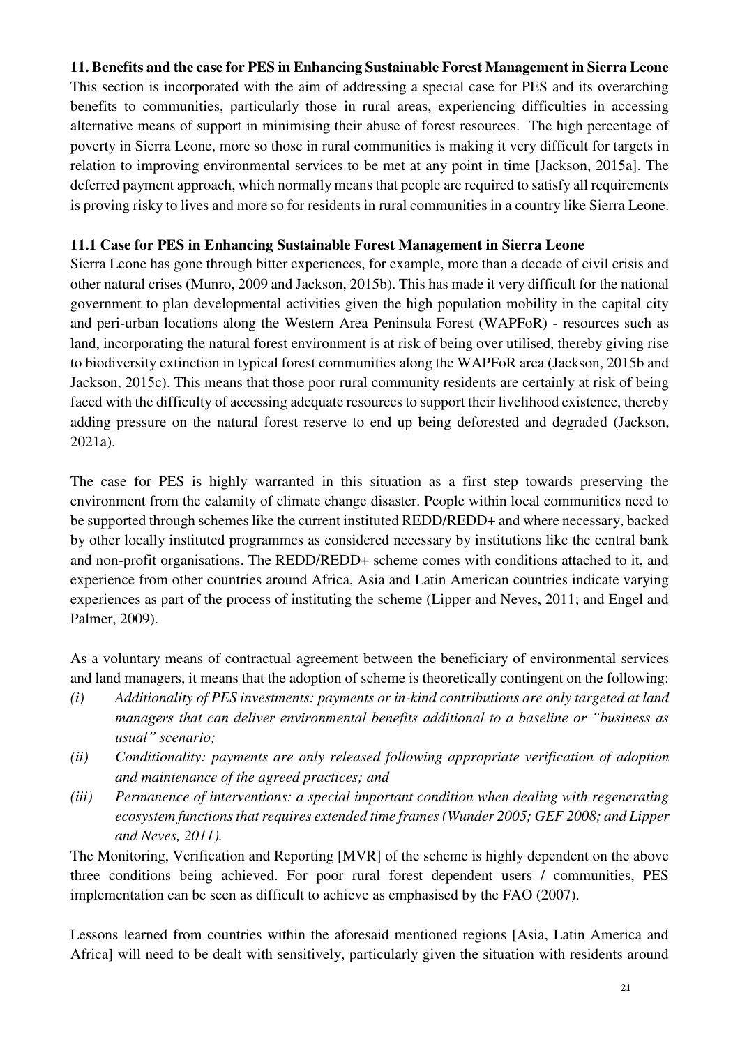## 11. Benefits and the case for PES in Enhancing Sustainable Forest Management in Sierra Leone

This section is incorporated with the aim of addressing a special case for PES and its overarching benefits to communities, particularly those in rural areas, experiencing difficulties in accessing alternative means of support in minimising their abuse of forest resources. The high percentage of poverty in Sierra Leone, more so those in rural communities is making it very difficult for targets in relation to improving environmental services to be met at any point in time [Jackson, 2015a]. The deferred payment approach, which normally means that people are required to satisfy all requirements is proving risky to lives and more so for residents in rural communities in a country like Sierra Leone.

### 11.1 Case for PES in Enhancing Sustainable Forest Management in Sierra Leone

Sierra Leone has gone through bitter experiences, for example, more than a decade of civil crisis and other natural crises (Munro, 2009 and Jackson, 2015b). This has made it very difficult for the national government to plan developmental activities given the high population mobility in the capital city and peri-urban locations along the Western Area Peninsula Forest (WAPFoR) - resources such as land, incorporating the natural forest environment is at risk of being over utilised, thereby giving rise to biodiversity extinction in typical forest communities along the WAPFoR area (Jackson, 2015b and Jackson, 2015c). This means that those poor rural community residents are certainly at risk of being faced with the difficulty of accessing adequate resources to support their livelihood existence, thereby adding pressure on the natural forest reserve to end up being deforested and degraded (Jackson, 2021a).

The case for PES is highly warranted in this situation as a first step towards preserving the environment from the calamity of climate change disaster. People within local communities need to be supported through schemes like the current instituted REDD/REDD+ and where necessary, backed by other locally instituted programmes as considered necessary by institutions like the central bank and non-profit organisations. The REDD/REDD+ scheme comes with conditions attached to it, and experience from other countries around Africa, Asia and Latin American countries indicate varying experiences as part of the process of instituting the scheme (Lipper and Neves, 2011; and Engel and Palmer, 2009).

As a voluntary means of contractual agreement between the beneficiary of environmental services and land managers, it means that the adoption of scheme is theoretically contingent on the following:

*(i) Additionality of PES investments: payments or in-kind contributions are only targeted at land managers that can deliver environmental benefits additional to a baseline or "business as usual" scenario;*

*(ii) Conditionality: payments are only released following appropriate verification of adoption and maintenance of the agreed practices; and*

*(iii) Permanence of interventions: a special important condition when dealing with regenerating ecosystem functions that requires extended time frames (Wunder 2005; GEF 2008; and Lipper and Neves, 2011).*

The Monitoring, Verification and Reporting [MVR] of the scheme is highly dependent on the above three conditions being achieved. For poor rural forest dependent users / communities, PES implementation can be seen as difficult to achieve as emphasised by the FAO (2007).

Lessons learned from countries within the aforesaid mentioned regions [Asia, Latin America and Africa] will need to be dealt with sensitively, particularly given the situation with residents around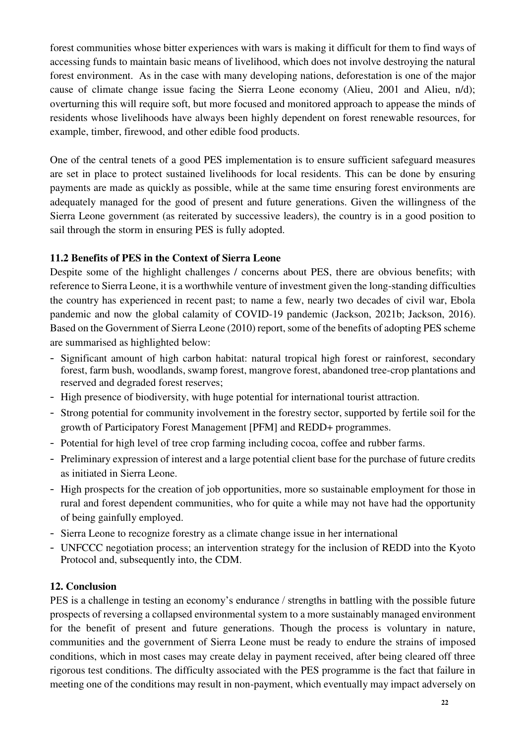forest communities whose bitter experiences with wars is making it difficult for them to find ways of accessing funds to maintain basic means of livelihood, which does not involve destroying the natural forest environment. As in the case with many developing nations, deforestation is one of the major cause of climate change issue facing the Sierra Leone economy (Alieu, 2001 and Alieu, n/d); overturning this will require soft, but more focused and monitored approach to appease the minds of residents whose livelihoods have always been highly dependent on forest renewable resources, for example, timber, firewood, and other edible food products.

One of the central tenets of a good PES implementation is to ensure sufficient safeguard measures are set in place to protect sustained livelihoods for local residents. This can be done by ensuring payments are made as quickly as possible, while at the same time ensuring forest environments are adequately managed for the good of present and future generations. Given the willingness of the Sierra Leone government (as reiterated by successive leaders), the country is in a good position to sail through the storm in ensuring PES is fully adopted.

### 11.2 Benefits of PES in the Context of Sierra Leone

Despite some of the highlight challenges / concerns about PES, there are obvious benefits; with reference to Sierra Leone, it is a worthwhile venture of investment given the long-standing difficulties the country has experienced in recent past; to name a few, nearly two decades of civil war, Ebola pandemic and now the global calamity of COVID-19 pandemic (Jackson, 2021b; Jackson, 2016). Based on the Government of Sierra Leone (2010) report, some of the benefits of adopting PES scheme are summarised as highlighted below:

- Significant amount of high carbon habitat: natural tropical high forest or rainforest, secondary forest, farm bush, woodlands, swamp forest, mangrove forest, abandoned tree-crop plantations and reserved and degraded forest reserves;
- High presence of biodiversity, with huge potential for international tourist attraction.
- Strong potential for community involvement in the forestry sector, supported by fertile soil for the growth of Participatory Forest Management [PFM] and REDD+ programmes.
- Potential for high level of tree crop farming including cocoa, coffee and rubber farms.
- Preliminary expression of interest and a large potential client base for the purchase of future credits as initiated in Sierra Leone.
- High prospects for the creation of job opportunities, more so sustainable employment for those in rural and forest dependent communities, who for quite a while may not have had the opportunity of being gainfully employed.
- Sierra Leone to recognize forestry as a climate change issue in her international
- UNFCCC negotiation process; an intervention strategy for the inclusion of REDD into the Kyoto Protocol and, subsequently into, the CDM.

## 12. Conclusion

PES is a challenge in testing an economy's endurance / strengths in battling with the possible future prospects of reversing a collapsed environmental system to a more sustainably managed environment for the benefit of present and future generations. Though the process is voluntary in nature, communities and the government of Sierra Leone must be ready to endure the strains of imposed conditions, which in most cases may create delay in payment received, after being cleared off three rigorous test conditions. The difficulty associated with the PES programme is the fact that failure in meeting one of the conditions may result in non-payment, which eventually may impact adversely on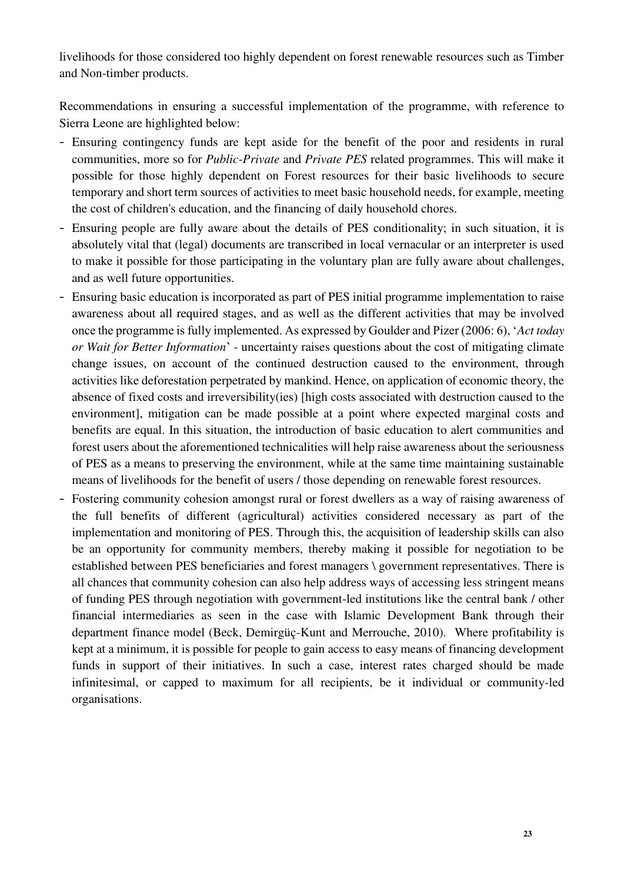livelihoods for those considered too highly dependent on forest renewable resources such as Timber and Non-timber products.

Recommendations in ensuring a successful implementation of the programme, with reference to Sierra Leone are highlighted below:

- Ensuring contingency funds are kept aside for the benefit of the poor and residents in rural communities, more so for *Public-Private* and *Private PES* related programmes. This will make it possible for those highly dependent on Forest resources for their basic livelihoods to secure temporary and short term sources of activities to meet basic household needs, for example, meeting the cost of children's education, and the financing of daily household chores.
- Ensuring people are fully aware about the details of PES conditionality; in such situation, it is absolutely vital that (legal) documents are transcribed in local vernacular or an interpreter is used to make it possible for those participating in the voluntary plan are fully aware about challenges, and as well future opportunities.
- Ensuring basic education is incorporated as part of PES initial programme implementation to raise awareness about all required stages, and as well as the different activities that may be involved once the programme is fully implemented. As expressed by Goulder and Pizer (2006: 6), '*Act today or Wait for Better Information*' - uncertainty raises questions about the cost of mitigating climate change issues, on account of the continued destruction caused to the environment, through activities like deforestation perpetrated by mankind. Hence, on application of economic theory, the absence of fixed costs and irreversibility(ies) [high costs associated with destruction caused to the environment], mitigation can be made possible at a point where expected marginal costs and benefits are equal. In this situation, the introduction of basic education to alert communities and forest users about the aforementioned technicalities will help raise awareness about the seriousness of PES as a means to preserving the environment, while at the same time maintaining sustainable means of livelihoods for the benefit of users / those depending on renewable forest resources.
- Fostering community cohesion amongst rural or forest dwellers as a way of raising awareness of the full benefits of different (agricultural) activities considered necessary as part of the implementation and monitoring of PES. Through this, the acquisition of leadership skills can also be an opportunity for community members, thereby making it possible for negotiation to be established between PES beneficiaries and forest managers \ government representatives. There is all chances that community cohesion can also help address ways of accessing less stringent means of funding PES through negotiation with government-led institutions like the central bank / other financial intermediaries as seen in the case with Islamic Development Bank through their department finance model (Beck, Demirgüç-Kunt and Merrouche, 2010). Where profitability is kept at a minimum, it is possible for people to gain access to easy means of financing development funds in support of their initiatives. In such a case, interest rates charged should be made infinitesimal, or capped to maximum for all recipients, be it individual or community-led organisations.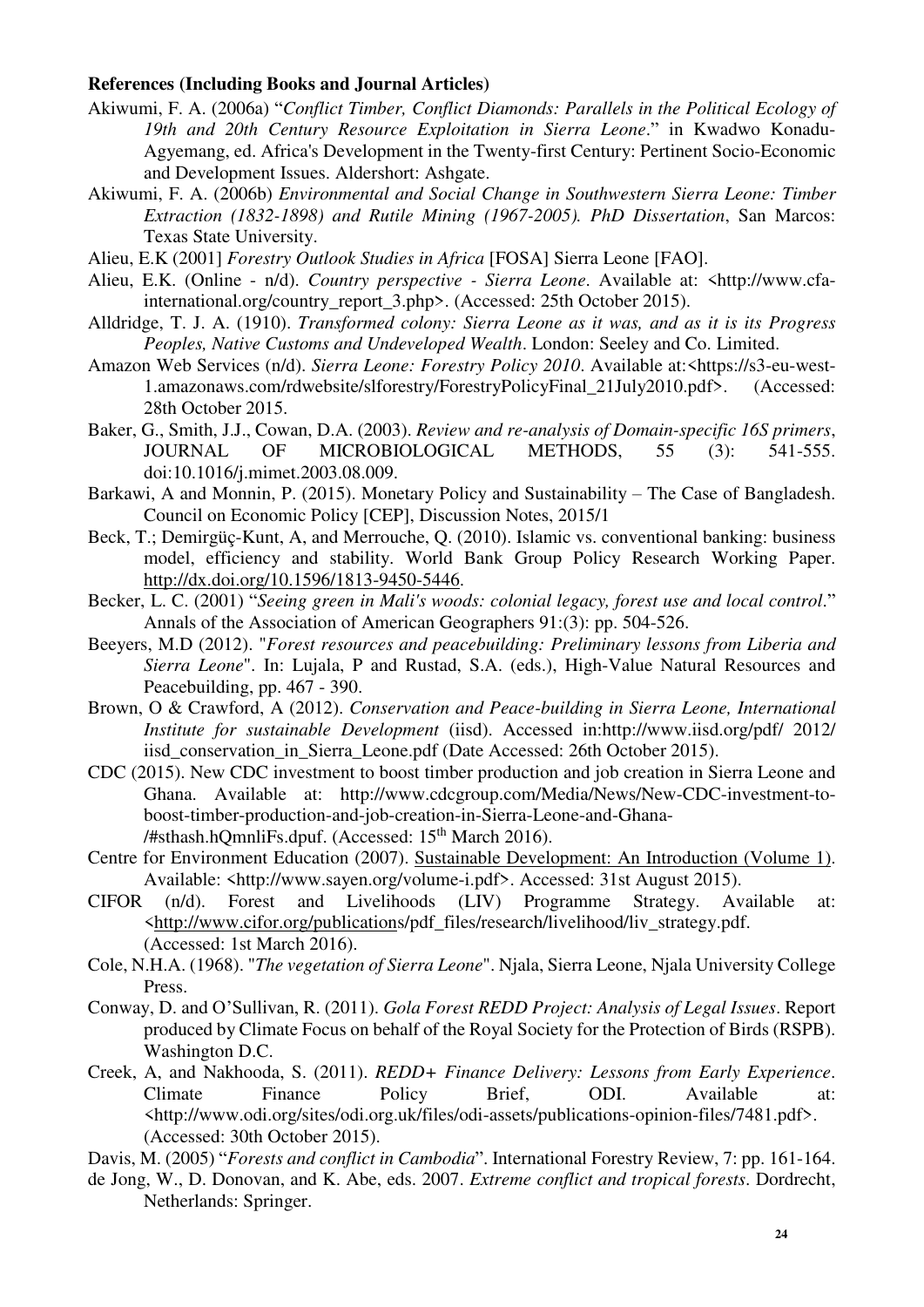**References (Including Books and Journal Articles)**

Akiwumi, F. A. (2006a) "*Conflict Timber, Conflict Diamonds: Parallels in the Political Ecology of 19th and 20th Century Resource Exploitation in Sierra Leone*." in Kwadwo Konadu-Agyemang, ed. Africa's Development in the Twenty-first Century: Pertinent Socio-Economic and Development Issues. Aldershort: Ashgate.

Akiwumi, F. A. (2006b) *Environmental and Social Change in Southwestern Sierra Leone: Timber Extraction (1832-1898) and Rutile Mining (1967-2005). PhD Dissertation*, San Marcos: Texas State University.

Alieu, E.K (2001] *Forestry Outlook Studies in Africa* [FOSA] Sierra Leone [FAO].

Alieu, E.K. (Online - n/d). *Country perspective - Sierra Leone*. Available at: <http://www.cfa-international.org/country_report_3.php>. (Accessed: 25th October 2015).

Alldridge, T. J. A. (1910). *Transformed colony: Sierra Leone as it was, and as it is its Progress Peoples, Native Customs and Undeveloped Wealth*. London: Seeley and Co. Limited.

Amazon Web Services (n/d). *Sierra Leone: Forestry Policy 2010*. Available at:<https://s3-eu-west-1.amazonaws.com/rdwebsite/slforestry/ForestryPolicyFinal_21July2010.pdf>. (Accessed: 28th October 2015.

Baker, G., Smith, J.J., Cowan, D.A. (2003). *Review and re-analysis of Domain-specific 16S primers*, JOURNAL OF MICROBIOLOGICAL METHODS, 55 (3): 541-555. doi:10.1016/j.mimet.2003.08.009.

Barkawi, A and Monnin, P. (2015). Monetary Policy and Sustainability – The Case of Bangladesh. Council on Economic Policy [CEP], Discussion Notes, 2015/1

Beck, T.; Demirgüç-Kunt, A, and Merrouche, Q. (2010). Islamic vs. conventional banking: business model, efficiency and stability. World Bank Group Policy Research Working Paper. http://dx.doi.org/10.1596/1813-9450-5446.

Becker, L. C. (2001) "*Seeing green in Mali's woods: colonial legacy, forest use and local control*." Annals of the Association of American Geographers 91:(3): pp. 504-526.

Beeyers, M.D (2012). "*Forest resources and peacebuilding: Preliminary lessons from Liberia and Sierra Leone*". In: Lujala, P and Rustad, S.A. (eds.), High-Value Natural Resources and Peacebuilding, pp. 467 - 390.

Brown, O & Crawford, A (2012). *Conservation and Peace-building in Sierra Leone, International Institute for sustainable Development* (iisd). Accessed in:http://www.iisd.org/pdf/ 2012/ iisd_conservation_in_Sierra_Leone.pdf (Date Accessed: 26th October 2015).

CDC (2015). New CDC investment to boost timber production and job creation in Sierra Leone and Ghana. Available at: http://www.cdcgroup.com/Media/News/New-CDC-investment-to-boost-timber-production-and-job-creation-in-Sierra-Leone-and-Ghana-/#sthash.hQmnliFs.dpuf. (Accessed: 15th March 2016).

Centre for Environment Education (2007). Sustainable Development: An Introduction (Volume 1). Available: <http://www.sayen.org/volume-i.pdf>. Accessed: 31st August 2015).

CIFOR (n/d). Forest and Livelihoods (LIV) Programme Strategy. Available at: <http://www.cifor.org/publications/pdf_files/research/livelihood/liv_strategy.pdf. (Accessed: 1st March 2016).

Cole, N.H.A. (1968). "*The vegetation of Sierra Leone*". Njala, Sierra Leone, Njala University College Press.

Conway, D. and O'Sullivan, R. (2011). *Gola Forest REDD Project: Analysis of Legal Issues*. Report produced by Climate Focus on behalf of the Royal Society for the Protection of Birds (RSPB). Washington D.C.

Creek, A, and Nakhooda, S. (2011). *REDD+ Finance Delivery: Lessons from Early Experience*. Climate Finance Policy Brief, ODI. Available at: <http://www.odi.org/sites/odi.org.uk/files/odi-assets/publications-opinion-files/7481.pdf>. (Accessed: 30th October 2015).

Davis, M. (2005) "*Forests and conflict in Cambodia*". International Forestry Review, 7: pp. 161-164.

de Jong, W., D. Donovan, and K. Abe, eds. 2007. *Extreme conflict and tropical forests*. Dordrecht, Netherlands: Springer.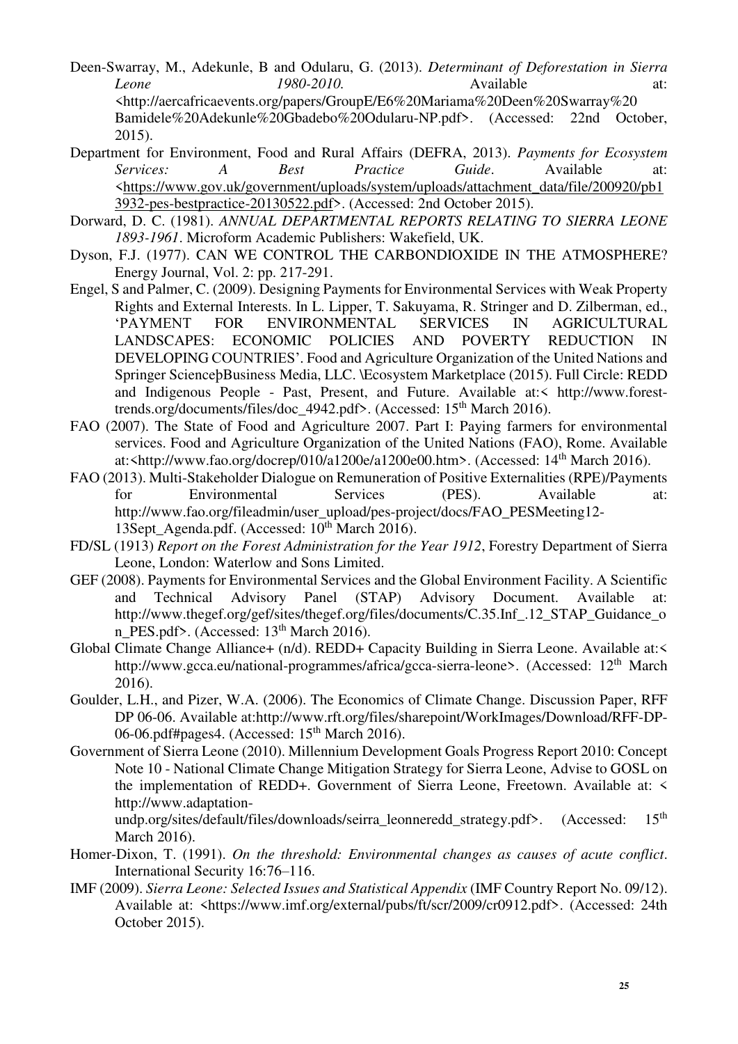Deen-Swarray, M., Adekunle, B and Odularu, G. (2013). *Determinant of Deforestation in Sierra Leone 1980-2010.* Available at: <http://aercafricaevents.org/papers/GroupE/E6%20Mariama%20Deen%20Swarray%20 Bamidele%20Adekunle%20Gbadebo%20Odularu-NP.pdf>. (Accessed: 22nd October, 2015).

Department for Environment, Food and Rural Affairs (DEFRA, 2013). *Payments for Ecosystem Services: A Best Practice Guide*. Available at: <https://www.gov.uk/government/uploads/system/uploads/attachment_data/file/200920/pb13932-pes-bestpractice-20130522.pdf>. (Accessed: 2nd October 2015).

Dorward, D. C. (1981). *ANNUAL DEPARTMENTAL REPORTS RELATING TO SIERRA LEONE 1893-1961*. Microform Academic Publishers: Wakefield, UK.

Dyson, F.J. (1977). CAN WE CONTROL THE CARBONDIOXIDE IN THE ATMOSPHERE? Energy Journal, Vol. 2: pp. 217-291.

Engel, S and Palmer, C. (2009). Designing Payments for Environmental Services with Weak Property Rights and External Interests. In L. Lipper, T. Sakuyama, R. Stringer and D. Zilberman, ed., 'PAYMENT FOR ENVIRONMENTAL SERVICES IN AGRICULTURAL LANDSCAPES: ECONOMIC POLICIES AND POVERTY REDUCTION IN DEVELOPING COUNTRIES'. Food and Agriculture Organization of the United Nations and Springer ScienceþBusiness Media, LLC. \Ecosystem Marketplace (2015). Full Circle: REDD and Indigenous People - Past, Present, and Future. Available at:< http://www.forest-trends.org/documents/files/doc_4942.pdf>. (Accessed: 15th March 2016).

FAO (2007). The State of Food and Agriculture 2007. Part I: Paying farmers for environmental services. Food and Agriculture Organization of the United Nations (FAO), Rome. Available at:<http://www.fao.org/docrep/010/a1200e/a1200e00.htm>. (Accessed: 14th March 2016).

FAO (2013). Multi-Stakeholder Dialogue on Remuneration of Positive Externalities (RPE)/Payments for Environmental Services (PES). Available at: http://www.fao.org/fileadmin/user_upload/pes-project/docs/FAO_PESMeeting12-13Sept_Agenda.pdf. (Accessed: 10th March 2016).

FD/SL (1913) *Report on the Forest Administration for the Year 1912*, Forestry Department of Sierra Leone, London: Waterlow and Sons Limited.

GEF (2008). Payments for Environmental Services and the Global Environment Facility. A Scientific and Technical Advisory Panel (STAP) Advisory Document. Available at: http://www.thegef.org/gef/sites/thegef.org/files/documents/C.35.Inf_.12_STAP_Guidance_on_PES.pdf>. (Accessed: 13th March 2016).

Global Climate Change Alliance+ (n/d). REDD+ Capacity Building in Sierra Leone. Available at:< http://www.gcca.eu/national-programmes/africa/gcca-sierra-leone>. (Accessed: 12th March 2016).

Goulder, L.H., and Pizer, W.A. (2006). The Economics of Climate Change. Discussion Paper, RFF DP 06-06. Available at:http://www.rft.org/files/sharepoint/WorkImages/Download/RFF-DP-06-06.pdf#pages4. (Accessed: 15th March 2016).

Government of Sierra Leone (2010). Millennium Development Goals Progress Report 2010: Concept Note 10 - National Climate Change Mitigation Strategy for Sierra Leone, Advise to GOSL on the implementation of REDD+. Government of Sierra Leone, Freetown. Available at: < http://www.adaptation-undp.org/sites/default/files/downloads/seirra_leonneredd_strategy.pdf>. (Accessed: 15th March 2016).

Homer-Dixon, T. (1991). *On the threshold: Environmental changes as causes of acute conflict*. International Security 16:76–116.

IMF (2009). *Sierra Leone: Selected Issues and Statistical Appendix* (IMF Country Report No. 09/12). Available at: <https://www.imf.org/external/pubs/ft/scr/2009/cr0912.pdf>. (Accessed: 24th October 2015).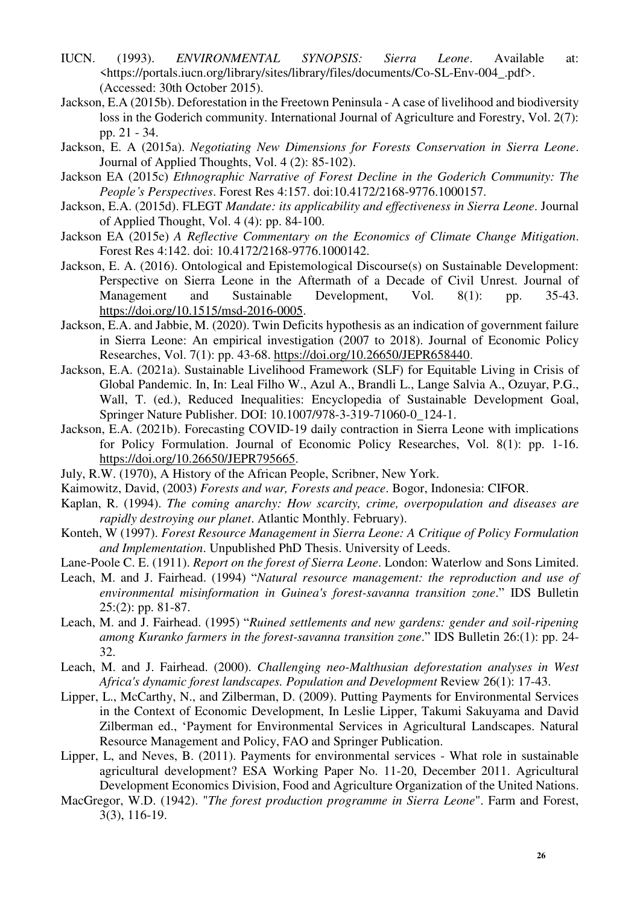IUCN. (1993). *ENVIRONMENTAL SYNOPSIS: Sierra Leone*. Available at: <https://portals.iucn.org/library/sites/library/files/documents/Co-SL-Env-004_.pdf>. (Accessed: 30th October 2015).

Jackson, E.A (2015b). Deforestation in the Freetown Peninsula - A case of livelihood and biodiversity loss in the Goderich community. International Journal of Agriculture and Forestry, Vol. 2(7): pp. 21 - 34.

Jackson, E. A (2015a). *Negotiating New Dimensions for Forests Conservation in Sierra Leone*. Journal of Applied Thoughts, Vol. 4 (2): 85-102).

Jackson EA (2015c) *Ethnographic Narrative of Forest Decline in the Goderich Community: The People's Perspectives*. Forest Res 4:157. doi:10.4172/2168-9776.1000157.

Jackson, E.A. (2015d). FLEGT *Mandate: its applicability and effectiveness in Sierra Leone*. Journal of Applied Thought, Vol. 4 (4): pp. 84-100.

Jackson EA (2015e) *A Reflective Commentary on the Economics of Climate Change Mitigation*. Forest Res 4:142. doi: 10.4172/2168-9776.1000142.

Jackson, E. A. (2016). Ontological and Epistemological Discourse(s) on Sustainable Development: Perspective on Sierra Leone in the Aftermath of a Decade of Civil Unrest. Journal of Management and Sustainable Development, Vol. 8(1): pp. 35-43. https://doi.org/10.1515/msd-2016-0005.

Jackson, E.A. and Jabbie, M. (2020). Twin Deficits hypothesis as an indication of government failure in Sierra Leone: An empirical investigation (2007 to 2018). Journal of Economic Policy Researches, Vol. 7(1): pp. 43-68. https://doi.org/10.26650/JEPR658440.

Jackson, E.A. (2021a). Sustainable Livelihood Framework (SLF) for Equitable Living in Crisis of Global Pandemic. In, In: Leal Filho W., Azul A., Brandli L., Lange Salvia A., Ozuyar, P.G., Wall, T. (ed.), Reduced Inequalities: Encyclopedia of Sustainable Development Goal, Springer Nature Publisher. DOI: 10.1007/978-3-319-71060-0_124-1.

Jackson, E.A. (2021b). Forecasting COVID-19 daily contraction in Sierra Leone with implications for Policy Formulation. Journal of Economic Policy Researches, Vol. 8(1): pp. 1-16. https://doi.org/10.26650/JEPR795665.

July, R.W. (1970), A History of the African People, Scribner, New York.

Kaimowitz, David, (2003) *Forests and war, Forests and peace*. Bogor, Indonesia: CIFOR.

Kaplan, R. (1994). *The coming anarchy: How scarcity, crime, overpopulation and diseases are rapidly destroying our planet*. Atlantic Monthly. February).

Konteh, W (1997). *Forest Resource Management in Sierra Leone: A Critique of Policy Formulation and Implementation*. Unpublished PhD Thesis. University of Leeds.

Lane-Poole C. E. (1911). *Report on the forest of Sierra Leone*. London: Waterlow and Sons Limited.

Leach, M. and J. Fairhead. (1994) "*Natural resource management: the reproduction and use of environmental misinformation in Guinea's forest-savanna transition zone*." IDS Bulletin 25:(2): pp. 81-87.

Leach, M. and J. Fairhead. (1995) "*Ruined settlements and new gardens: gender and soil-ripening among Kuranko farmers in the forest-savanna transition zone*." IDS Bulletin 26:(1): pp. 24-32.

Leach, M. and J. Fairhead. (2000). *Challenging neo-Malthusian deforestation analyses in West Africa's dynamic forest landscapes. Population and Development* Review 26(1): 17-43.

Lipper, L., McCarthy, N., and Zilberman, D. (2009). Putting Payments for Environmental Services in the Context of Economic Development, In Leslie Lipper, Takumi Sakuyama and David Zilberman ed., 'Payment for Environmental Services in Agricultural Landscapes. Natural Resource Management and Policy, FAO and Springer Publication.

Lipper, L, and Neves, B. (2011). Payments for environmental services - What role in sustainable agricultural development? ESA Working Paper No. 11-20, December 2011. Agricultural Development Economics Division, Food and Agriculture Organization of the United Nations.

MacGregor, W.D. (1942). "*The forest production programme in Sierra Leone*". Farm and Forest, 3(3), 116-19.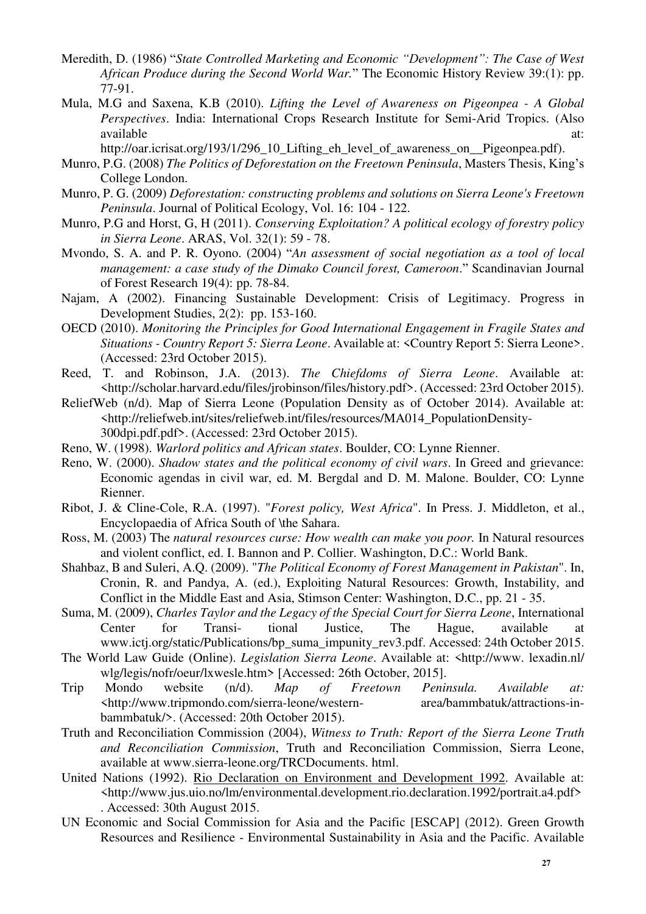Meredith, D. (1986) "*State Controlled Marketing and Economic "Development": The Case of West African Produce during the Second World War.*" The Economic History Review 39:(1): pp. 77-91.

Mula, M.G and Saxena, K.B (2010). *Lifting the Level of Awareness on Pigeonpea - A Global Perspectives*. India: International Crops Research Institute for Semi-Arid Tropics. (Also available at: http://oar.icrisat.org/193/1/296_10_Lifting_eh_level_of_awareness_on__Pigeonpea.pdf).

Munro, P.G. (2008) *The Politics of Deforestation on the Freetown Peninsula*, Masters Thesis, King's College London.

Munro, P. G. (2009) *Deforestation: constructing problems and solutions on Sierra Leone's Freetown Peninsula*. Journal of Political Ecology, Vol. 16: 104 - 122.

Munro, P.G and Horst, G, H (2011). *Conserving Exploitation? A political ecology of forestry policy in Sierra Leone*. ARAS, Vol. 32(1): 59 - 78.

Mvondo, S. A. and P. R. Oyono. (2004) "*An assessment of social negotiation as a tool of local management: a case study of the Dimako Council forest, Cameroon*." Scandinavian Journal of Forest Research 19(4): pp. 78-84.

Najam, A (2002). Financing Sustainable Development: Crisis of Legitimacy. Progress in Development Studies, 2(2): pp. 153-160.

OECD (2010). *Monitoring the Principles for Good International Engagement in Fragile States and Situations - Country Report 5: Sierra Leone*. Available at: <Country Report 5: Sierra Leone>. (Accessed: 23rd October 2015).

Reed, T. and Robinson, J.A. (2013). *The Chiefdoms of Sierra Leone*. Available at: <http://scholar.harvard.edu/files/jrobinson/files/history.pdf>. (Accessed: 23rd October 2015).

ReliefWeb (n/d). Map of Sierra Leone (Population Density as of October 2014). Available at: <http://reliefweb.int/sites/reliefweb.int/files/resources/MA014_PopulationDensity-300dpi.pdf.pdf>. (Accessed: 23rd October 2015).

Reno, W. (1998). *Warlord politics and African states*. Boulder, CO: Lynne Rienner.

Reno, W. (2000). *Shadow states and the political economy of civil wars*. In Greed and grievance: Economic agendas in civil war, ed. M. Bergdal and D. M. Malone. Boulder, CO: Lynne Rienner.

Ribot, J. & Cline-Cole, R.A. (1997). "*Forest policy, West Africa*". In Press. J. Middleton, et al., Encyclopaedia of Africa South of \the Sahara.

Ross, M. (2003) The *natural resources curse: How wealth can make you poor.* In Natural resources and violent conflict, ed. I. Bannon and P. Collier. Washington, D.C.: World Bank.

Shahbaz, B and Suleri, A.Q. (2009). "*The Political Economy of Forest Management in Pakistan*". In, Cronin, R. and Pandya, A. (ed.), Exploiting Natural Resources: Growth, Instability, and Conflict in the Middle East and Asia, Stimson Center: Washington, D.C., pp. 21 - 35.

Suma, M. (2009), *Charles Taylor and the Legacy of the Special Court for Sierra Leone*, International Center for Transi- tional Justice, The Hague, available at www.ictj.org/static/Publications/bp_suma_impunity_rev3.pdf. Accessed: 24th October 2015.

The World Law Guide (Online). *Legislation Sierra Leone*. Available at: <http://www. lexadin.nl/ wlg/legis/nofr/oeur/lxwesle.htm> [Accessed: 26th October, 2015].

Trip Mondo website (n/d). *Map of Freetown Peninsula. Available at:* <http://www.tripmondo.com/sierra-leone/western- area/bammbatuk/attractions-in-bammbatuk/>. (Accessed: 20th October 2015).

Truth and Reconciliation Commission (2004), *Witness to Truth: Report of the Sierra Leone Truth and Reconciliation Commission*, Truth and Reconciliation Commission, Sierra Leone, available at www.sierra-leone.org/TRCDocuments. html.

United Nations (1992). Rio Declaration on Environment and Development 1992. Available at: <http://www.jus.uio.no/lm/environmental.development.rio.declaration.1992/portrait.a4.pdf> . Accessed: 30th August 2015.

UN Economic and Social Commission for Asia and the Pacific [ESCAP] (2012). Green Growth Resources and Resilience - Environmental Sustainability in Asia and the Pacific. Available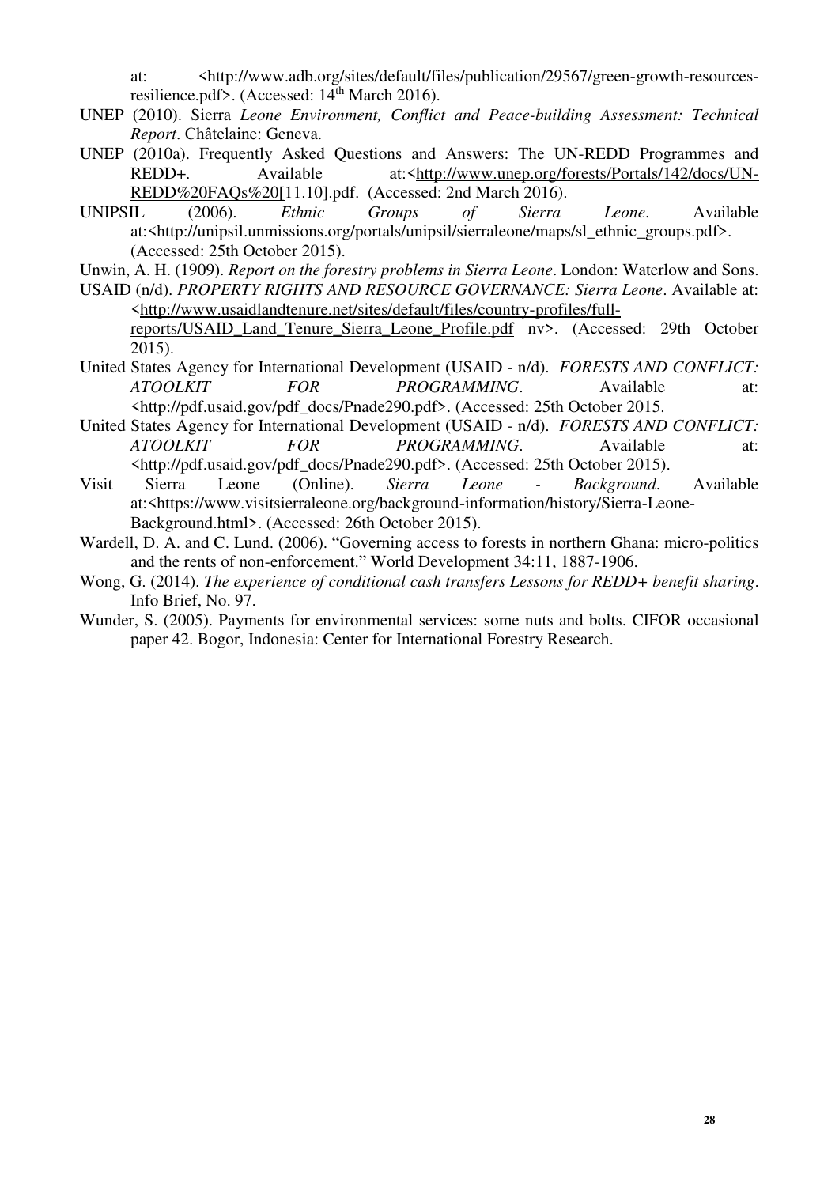at: <http://www.adb.org/sites/default/files/publication/29567/green-growth-resources-resilience.pdf>. (Accessed: 14th March 2016).

UNEP (2010). Sierra *Leone Environment, Conflict and Peace-building Assessment: Technical Report*. Châtelaine: Geneva.

UNEP (2010a). Frequently Asked Questions and Answers: The UN-REDD Programmes and REDD+. Available at:<http://www.unep.org/forests/Portals/142/docs/UN-REDD%20FAQs%20[11.10].pdf. (Accessed: 2nd March 2016).

UNIPSIL (2006). *Ethnic Groups of Sierra Leone*. Available at:<http://unipsil.unmissions.org/portals/unipsil/sierraleone/maps/sl_ethnic_groups.pdf>. (Accessed: 25th October 2015).

Unwin, A. H. (1909). *Report on the forestry problems in Sierra Leone*. London: Waterlow and Sons.

USAID (n/d). *PROPERTY RIGHTS AND RESOURCE GOVERNANCE: Sierra Leone*. Available at: <http://www.usaidlandtenure.net/sites/default/files/country-profiles/full-reports/USAID_Land_Tenure_Sierra_Leone_Profile.pdf nv>. (Accessed: 29th October 2015).

United States Agency for International Development (USAID - n/d). *FORESTS AND CONFLICT: ATOOLKIT FOR PROGRAMMING*. Available at: <http://pdf.usaid.gov/pdf_docs/Pnade290.pdf>. (Accessed: 25th October 2015.

United States Agency for International Development (USAID - n/d). *FORESTS AND CONFLICT: ATOOLKIT FOR PROGRAMMING*. Available at: <http://pdf.usaid.gov/pdf_docs/Pnade290.pdf>. (Accessed: 25th October 2015).

Visit Sierra Leone (Online). *Sierra Leone - Background*. Available at:<https://www.visitsierraleone.org/background-information/history/Sierra-Leone-Background.html>. (Accessed: 26th October 2015).

Wardell, D. A. and C. Lund. (2006). "Governing access to forests in northern Ghana: micro-politics and the rents of non-enforcement." World Development 34:11, 1887-1906.

Wong, G. (2014). *The experience of conditional cash transfers Lessons for REDD+ benefit sharing*. Info Brief, No. 97.

Wunder, S. (2005). Payments for environmental services: some nuts and bolts. CIFOR occasional paper 42. Bogor, Indonesia: Center for International Forestry Research.